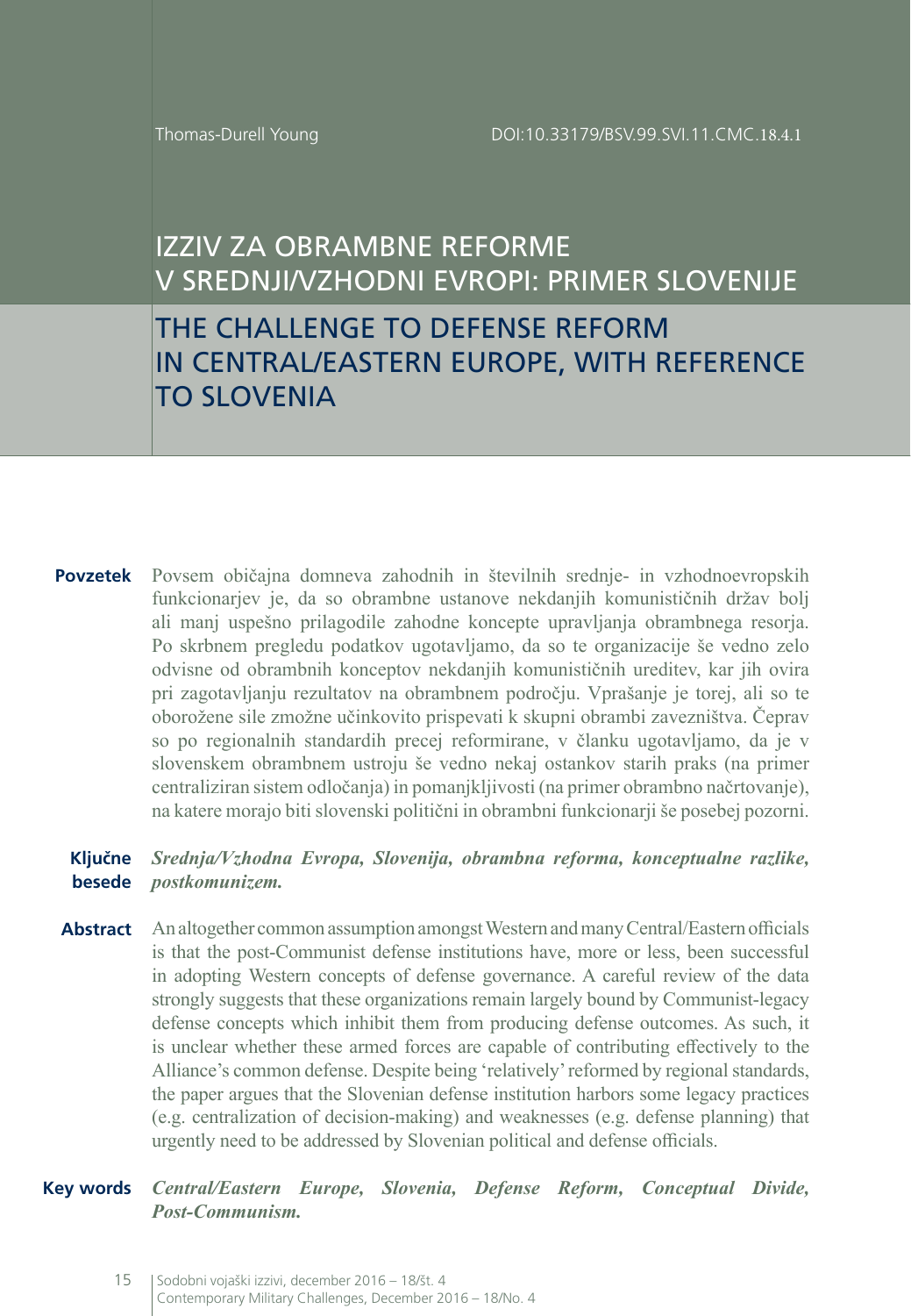Thomas-Durell Young

DOI:10.33179/BSV.99.SVI.11.CMC.18.4.1

# IZZIV ZA OBRAMBNE REFORME V SREDNJI/VZHODNI EVROPI: PRIMER SLOVENIJE

# THE CHALLENGE TO DEFENSE REFORM IN CENTRAL/EASTERN EUROPE, WITH REFERENCE TO SLOVENIA

**Povzetek** Povsem običajna domneva zahodnih in številnih srednje- in vzhodnoevropskih funkcionarjev je, da so obrambne ustanove nekdanjih komunističnih držav bolj ali manj uspešno prilagodile zahodne koncepte upravljanja obrambnega resorja. Po skrbnem pregledu podatkov ugotavljamo, da so te organizacije še vedno zelo odvisne od obrambnih konceptov nekdanjih komunističnih ureditev, kar jih ovira pri zagotavljanju rezultatov na obrambnem področju. Vprašanje je torej, ali so te oborožene sile zmožne učinkovito prispevati k skupni obrambi zavezništva. Čeprav so po regionalnih standardih precej reformirane, v članku ugotavljamo, da je v slovenskem obrambnem ustroju še vedno nekaj ostankov starih praks (na primer centraliziran sistem odločanja) in pomanjkljivosti (na primer obrambno načrtovanje), na katere morajo biti slovenski politični in obrambni funkcionarji še posebej pozorni.

**Ključne besede** ***Srednja/Vzhodna Evropa, Slovenija, obrambna reforma, konceptualne razlike, postkomunizem.***

**Abstract** An altogether common assumption amongst Western and many Central/Eastern officials is that the post-Communist defense institutions have, more or less, been successful in adopting Western concepts of defense governance. A careful review of the data strongly suggests that these organizations remain largely bound by Communist-legacy defense concepts which inhibit them from producing defense outcomes. As such, it is unclear whether these armed forces are capable of contributing effectively to the Alliance's common defense. Despite being 'relatively' reformed by regional standards, the paper argues that the Slovenian defense institution harbors some legacy practices (e.g. centralization of decision-making) and weaknesses (e.g. defense planning) that urgently need to be addressed by Slovenian political and defense officials.

**Key words** ***Central/Eastern Europe, Slovenia, Defense Reform, Conceptual Divide, Post-Communism.***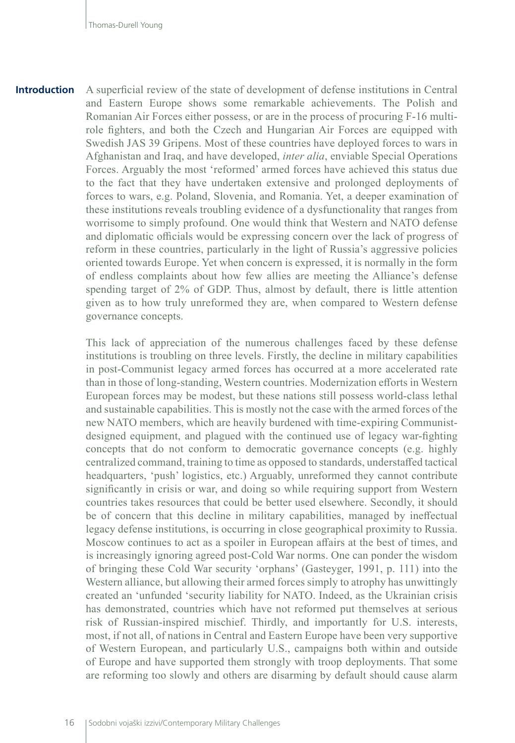## Introduction

A superficial review of the state of development of defense institutions in Central and Eastern Europe shows some remarkable achievements. The Polish and Romanian Air Forces either possess, or are in the process of procuring F-16 multi-role fighters, and both the Czech and Hungarian Air Forces are equipped with Swedish JAS 39 Gripens. Most of these countries have deployed forces to wars in Afghanistan and Iraq, and have developed, *inter alia*, enviable Special Operations Forces. Arguably the most 'reformed' armed forces have achieved this status due to the fact that they have undertaken extensive and prolonged deployments of forces to wars, e.g. Poland, Slovenia, and Romania. Yet, a deeper examination of these institutions reveals troubling evidence of a dysfunctionality that ranges from worrisome to simply profound. One would think that Western and NATO defense and diplomatic officials would be expressing concern over the lack of progress of reform in these countries, particularly in the light of Russia's aggressive policies oriented towards Europe. Yet when concern is expressed, it is normally in the form of endless complaints about how few allies are meeting the Alliance's defense spending target of 2% of GDP. Thus, almost by default, there is little attention given as to how truly unreformed they are, when compared to Western defense governance concepts.

This lack of appreciation of the numerous challenges faced by these defense institutions is troubling on three levels. Firstly, the decline in military capabilities in post-Communist legacy armed forces has occurred at a more accelerated rate than in those of long-standing, Western countries. Modernization efforts in Western European forces may be modest, but these nations still possess world-class lethal and sustainable capabilities. This is mostly not the case with the armed forces of the new NATO members, which are heavily burdened with time-expiring Communist-designed equipment, and plagued with the continued use of legacy war-fighting concepts that do not conform to democratic governance concepts (e.g. highly centralized command, training to time as opposed to standards, understaffed tactical headquarters, 'push' logistics, etc.) Arguably, unreformed they cannot contribute significantly in crisis or war, and doing so while requiring support from Western countries takes resources that could be better used elsewhere. Secondly, it should be of concern that this decline in military capabilities, managed by ineffectual legacy defense institutions, is occurring in close geographical proximity to Russia. Moscow continues to act as a spoiler in European affairs at the best of times, and is increasingly ignoring agreed post-Cold War norms. One can ponder the wisdom of bringing these Cold War security 'orphans' (Gasteyger, 1991, p. 111) into the Western alliance, but allowing their armed forces simply to atrophy has unwittingly created an 'unfunded 'security liability for NATO. Indeed, as the Ukrainian crisis has demonstrated, countries which have not reformed put themselves at serious risk of Russian-inspired mischief. Thirdly, and importantly for U.S. interests, most, if not all, of nations in Central and Eastern Europe have been very supportive of Western European, and particularly U.S., campaigns both within and outside of Europe and have supported them strongly with troop deployments. That some are reforming too slowly and others are disarming by default should cause alarm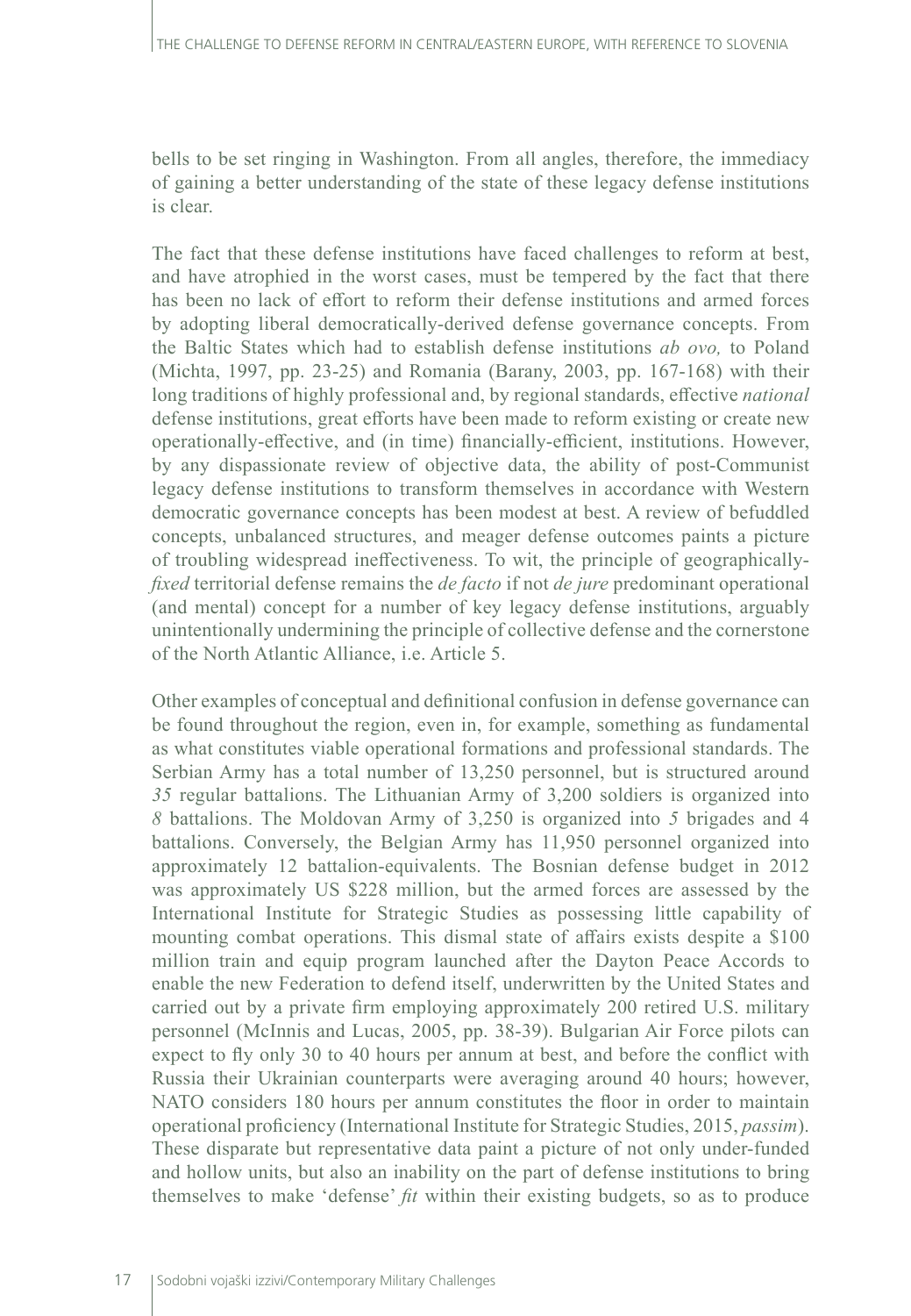bells to be set ringing in Washington. From all angles, therefore, the immediacy of gaining a better understanding of the state of these legacy defense institutions is clear.

The fact that these defense institutions have faced challenges to reform at best, and have atrophied in the worst cases, must be tempered by the fact that there has been no lack of effort to reform their defense institutions and armed forces by adopting liberal democratically-derived defense governance concepts. From the Baltic States which had to establish defense institutions *ab ovo,* to Poland (Michta, 1997, pp. 23-25) and Romania (Barany, 2003, pp. 167-168) with their long traditions of highly professional and, by regional standards, effective *national* defense institutions, great efforts have been made to reform existing or create new operationally-effective, and (in time) financially-efficient, institutions. However, by any dispassionate review of objective data, the ability of post-Communist legacy defense institutions to transform themselves in accordance with Western democratic governance concepts has been modest at best. A review of befuddled concepts, unbalanced structures, and meager defense outcomes paints a picture of troubling widespread ineffectiveness. To wit, the principle of geographically-*fixed* territorial defense remains the *de facto* if not *de jure* predominant operational (and mental) concept for a number of key legacy defense institutions, arguably unintentionally undermining the principle of collective defense and the cornerstone of the North Atlantic Alliance, i.e. Article 5.

Other examples of conceptual and definitional confusion in defense governance can be found throughout the region, even in, for example, something as fundamental as what constitutes viable operational formations and professional standards. The Serbian Army has a total number of 13,250 personnel, but is structured around *35* regular battalions. The Lithuanian Army of 3,200 soldiers is organized into *8* battalions. The Moldovan Army of 3,250 is organized into *5* brigades and 4 battalions. Conversely, the Belgian Army has 11,950 personnel organized into approximately 12 battalion-equivalents. The Bosnian defense budget in 2012 was approximately US $228 million, but the armed forces are assessed by the International Institute for Strategic Studies as possessing little capability of mounting combat operations. This dismal state of affairs exists despite a $100 million train and equip program launched after the Dayton Peace Accords to enable the new Federation to defend itself, underwritten by the United States and carried out by a private firm employing approximately 200 retired U.S. military personnel (McInnis and Lucas, 2005, pp. 38-39). Bulgarian Air Force pilots can expect to fly only 30 to 40 hours per annum at best, and before the conflict with Russia their Ukrainian counterparts were averaging around 40 hours; however, NATO considers 180 hours per annum constitutes the floor in order to maintain operational proficiency (International Institute for Strategic Studies, 2015, *passim*). These disparate but representative data paint a picture of not only under-funded and hollow units, but also an inability on the part of defense institutions to bring themselves to make 'defense' *fit* within their existing budgets, so as to produce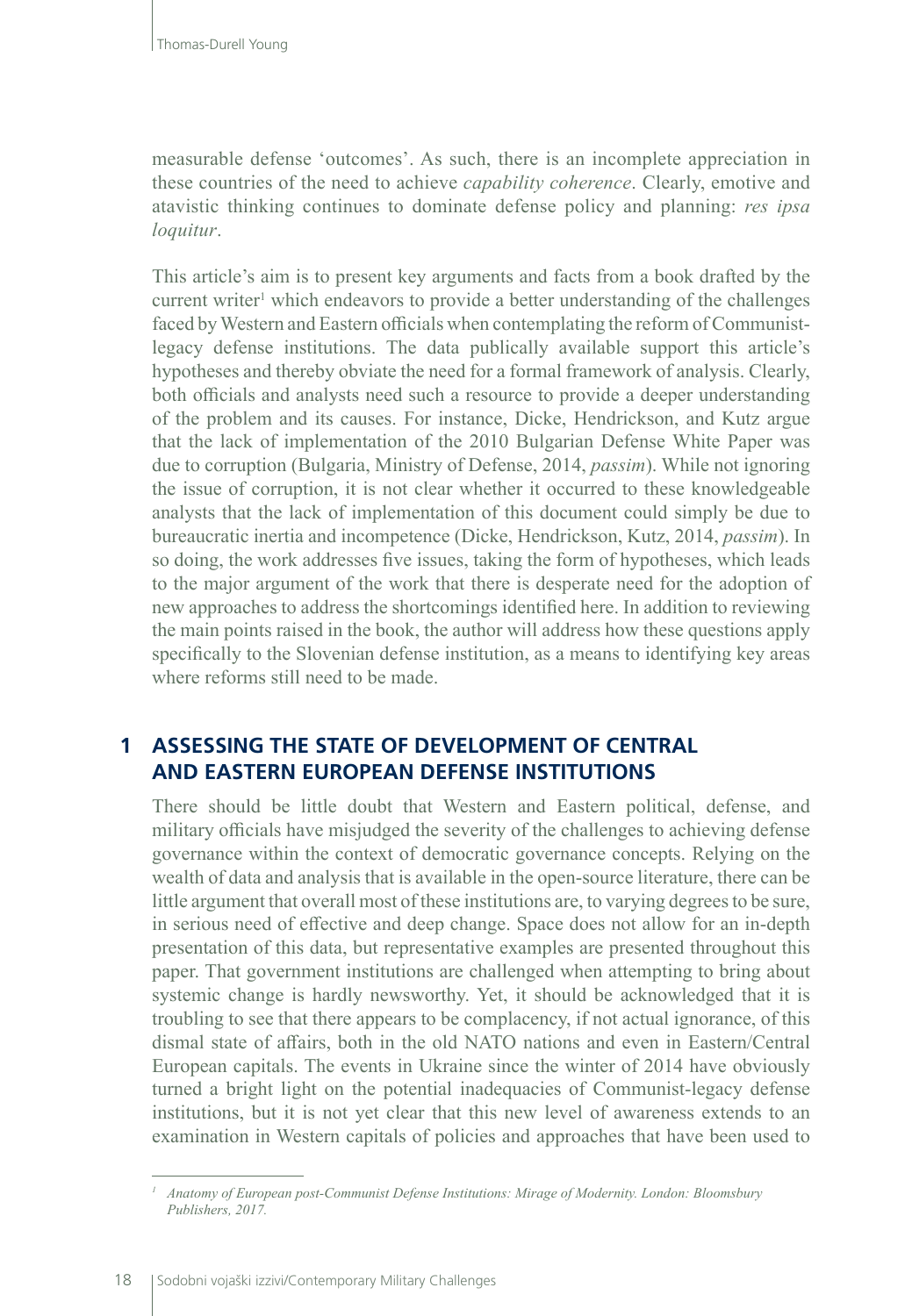measurable defense 'outcomes'. As such, there is an incomplete appreciation in these countries of the need to achieve *capability coherence*. Clearly, emotive and atavistic thinking continues to dominate defense policy and planning: *res ipsa loquitur*.

This article's aim is to present key arguments and facts from a book drafted by the current writer[1] which endeavors to provide a better understanding of the challenges faced by Western and Eastern officials when contemplating the reform of Communist-legacy defense institutions. The data publically available support this article's hypotheses and thereby obviate the need for a formal framework of analysis. Clearly, both officials and analysts need such a resource to provide a deeper understanding of the problem and its causes. For instance, Dicke, Hendrickson, and Kutz argue that the lack of implementation of the 2010 Bulgarian Defense White Paper was due to corruption (Bulgaria, Ministry of Defense, 2014, *passim*). While not ignoring the issue of corruption, it is not clear whether it occurred to these knowledgeable analysts that the lack of implementation of this document could simply be due to bureaucratic inertia and incompetence (Dicke, Hendrickson, Kutz, 2014, *passim*). In so doing, the work addresses five issues, taking the form of hypotheses, which leads to the major argument of the work that there is desperate need for the adoption of new approaches to address the shortcomings identified here. In addition to reviewing the main points raised in the book, the author will address how these questions apply specifically to the Slovenian defense institution, as a means to identifying key areas where reforms still need to be made.

## 1 ASSESSING THE STATE OF DEVELOPMENT OF CENTRAL AND EASTERN EUROPEAN DEFENSE INSTITUTIONS

There should be little doubt that Western and Eastern political, defense, and military officials have misjudged the severity of the challenges to achieving defense governance within the context of democratic governance concepts. Relying on the wealth of data and analysis that is available in the open-source literature, there can be little argument that overall most of these institutions are, to varying degrees to be sure, in serious need of effective and deep change. Space does not allow for an in-depth presentation of this data, but representative examples are presented throughout this paper. That government institutions are challenged when attempting to bring about systemic change is hardly newsworthy. Yet, it should be acknowledged that it is troubling to see that there appears to be complacency, if not actual ignorance, of this dismal state of affairs, both in the old NATO nations and even in Eastern/Central European capitals. The events in Ukraine since the winter of 2014 have obviously turned a bright light on the potential inadequacies of Communist-legacy defense institutions, but it is not yet clear that this new level of awareness extends to an examination in Western capitals of policies and approaches that have been used to

---

[1] *Anatomy of European post-Communist Defense Institutions: Mirage of Modernity. London: Bloomsbury Publishers, 2017.*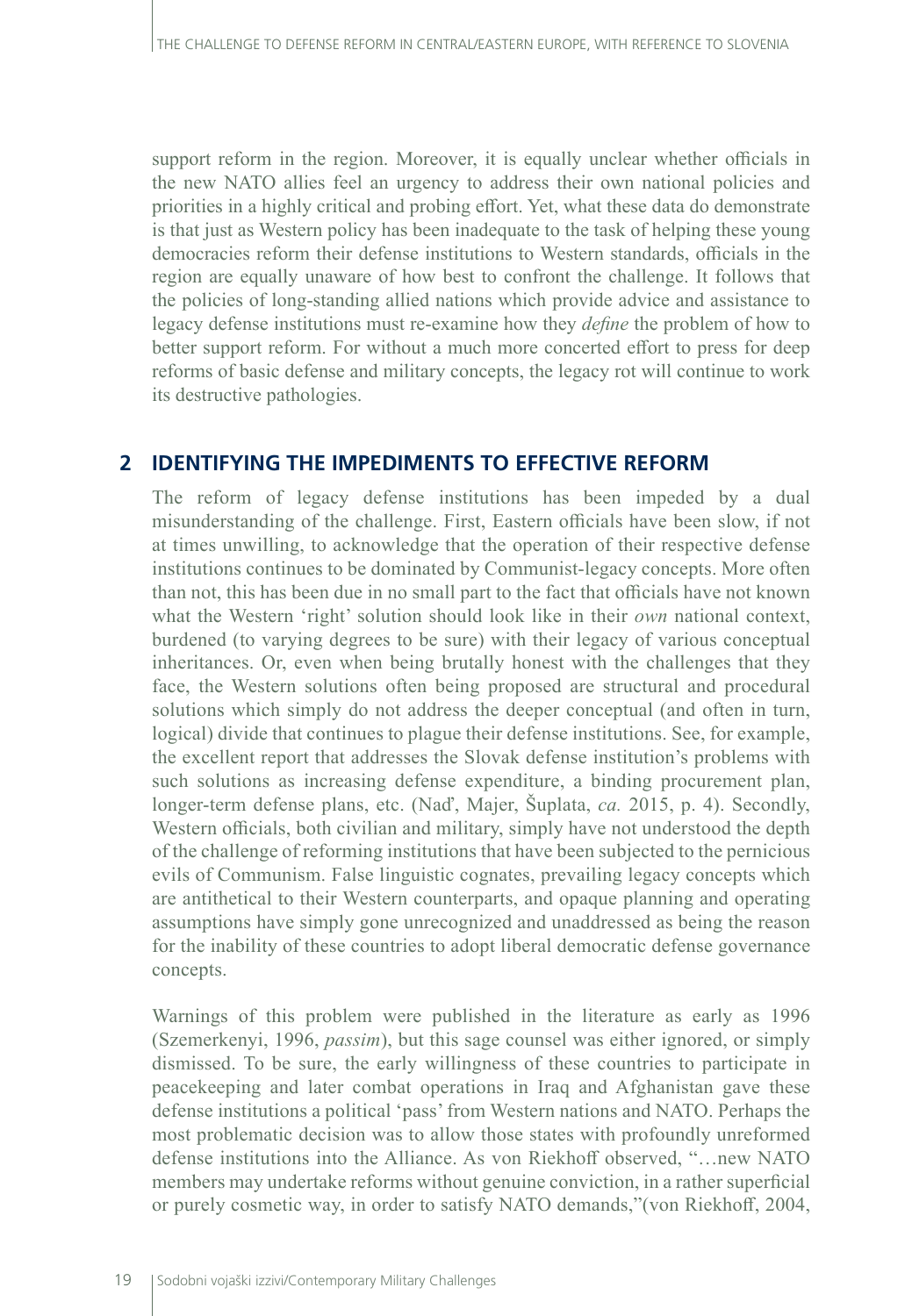support reform in the region. Moreover, it is equally unclear whether officials in the new NATO allies feel an urgency to address their own national policies and priorities in a highly critical and probing effort. Yet, what these data do demonstrate is that just as Western policy has been inadequate to the task of helping these young democracies reform their defense institutions to Western standards, officials in the region are equally unaware of how best to confront the challenge. It follows that the policies of long-standing allied nations which provide advice and assistance to legacy defense institutions must re-examine how they *define* the problem of how to better support reform. For without a much more concerted effort to press for deep reforms of basic defense and military concepts, the legacy rot will continue to work its destructive pathologies.

## 2 IDENTIFYING THE IMPEDIMENTS TO EFFECTIVE REFORM

The reform of legacy defense institutions has been impeded by a dual misunderstanding of the challenge. First, Eastern officials have been slow, if not at times unwilling, to acknowledge that the operation of their respective defense institutions continues to be dominated by Communist-legacy concepts. More often than not, this has been due in no small part to the fact that officials have not known what the Western 'right' solution should look like in their *own* national context, burdened (to varying degrees to be sure) with their legacy of various conceptual inheritances. Or, even when being brutally honest with the challenges that they face, the Western solutions often being proposed are structural and procedural solutions which simply do not address the deeper conceptual (and often in turn, logical) divide that continues to plague their defense institutions. See, for example, the excellent report that addresses the Slovak defense institution's problems with such solutions as increasing defense expenditure, a binding procurement plan, longer-term defense plans, etc. (Naď, Majer, Šuplata, *ca.* 2015, p. 4). Secondly, Western officials, both civilian and military, simply have not understood the depth of the challenge of reforming institutions that have been subjected to the pernicious evils of Communism. False linguistic cognates, prevailing legacy concepts which are antithetical to their Western counterparts, and opaque planning and operating assumptions have simply gone unrecognized and unaddressed as being the reason for the inability of these countries to adopt liberal democratic defense governance concepts.

Warnings of this problem were published in the literature as early as 1996 (Szemerkenyi, 1996, *passim*), but this sage counsel was either ignored, or simply dismissed. To be sure, the early willingness of these countries to participate in peacekeeping and later combat operations in Iraq and Afghanistan gave these defense institutions a political 'pass' from Western nations and NATO. Perhaps the most problematic decision was to allow those states with profoundly unreformed defense institutions into the Alliance. As von Riekhoff observed, "…new NATO members may undertake reforms without genuine conviction, in a rather superficial or purely cosmetic way, in order to satisfy NATO demands,"(von Riekhoff, 2004,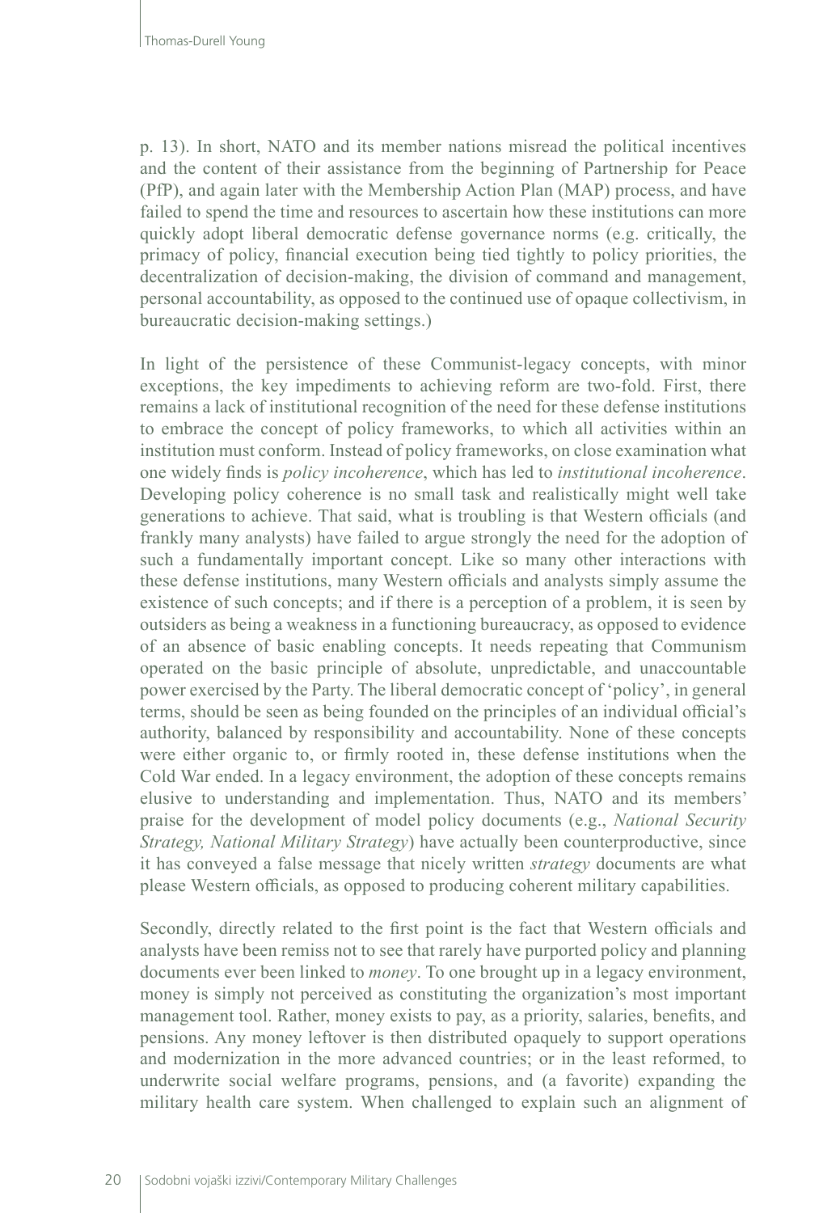p. 13). In short, NATO and its member nations misread the political incentives and the content of their assistance from the beginning of Partnership for Peace (PfP), and again later with the Membership Action Plan (MAP) process, and have failed to spend the time and resources to ascertain how these institutions can more quickly adopt liberal democratic defense governance norms (e.g. critically, the primacy of policy, financial execution being tied tightly to policy priorities, the decentralization of decision-making, the division of command and management, personal accountability, as opposed to the continued use of opaque collectivism, in bureaucratic decision-making settings.)

In light of the persistence of these Communist-legacy concepts, with minor exceptions, the key impediments to achieving reform are two-fold. First, there remains a lack of institutional recognition of the need for these defense institutions to embrace the concept of policy frameworks, to which all activities within an institution must conform. Instead of policy frameworks, on close examination what one widely finds is *policy incoherence*, which has led to *institutional incoherence*. Developing policy coherence is no small task and realistically might well take generations to achieve. That said, what is troubling is that Western officials (and frankly many analysts) have failed to argue strongly the need for the adoption of such a fundamentally important concept. Like so many other interactions with these defense institutions, many Western officials and analysts simply assume the existence of such concepts; and if there is a perception of a problem, it is seen by outsiders as being a weakness in a functioning bureaucracy, as opposed to evidence of an absence of basic enabling concepts. It needs repeating that Communism operated on the basic principle of absolute, unpredictable, and unaccountable power exercised by the Party. The liberal democratic concept of 'policy', in general terms, should be seen as being founded on the principles of an individual official's authority, balanced by responsibility and accountability. None of these concepts were either organic to, or firmly rooted in, these defense institutions when the Cold War ended. In a legacy environment, the adoption of these concepts remains elusive to understanding and implementation. Thus, NATO and its members' praise for the development of model policy documents (e.g., *National Security Strategy, National Military Strategy*) have actually been counterproductive, since it has conveyed a false message that nicely written *strategy* documents are what please Western officials, as opposed to producing coherent military capabilities.

Secondly, directly related to the first point is the fact that Western officials and analysts have been remiss not to see that rarely have purported policy and planning documents ever been linked to *money*. To one brought up in a legacy environment, money is simply not perceived as constituting the organization's most important management tool. Rather, money exists to pay, as a priority, salaries, benefits, and pensions. Any money leftover is then distributed opaquely to support operations and modernization in the more advanced countries; or in the least reformed, to underwrite social welfare programs, pensions, and (a favorite) expanding the military health care system. When challenged to explain such an alignment of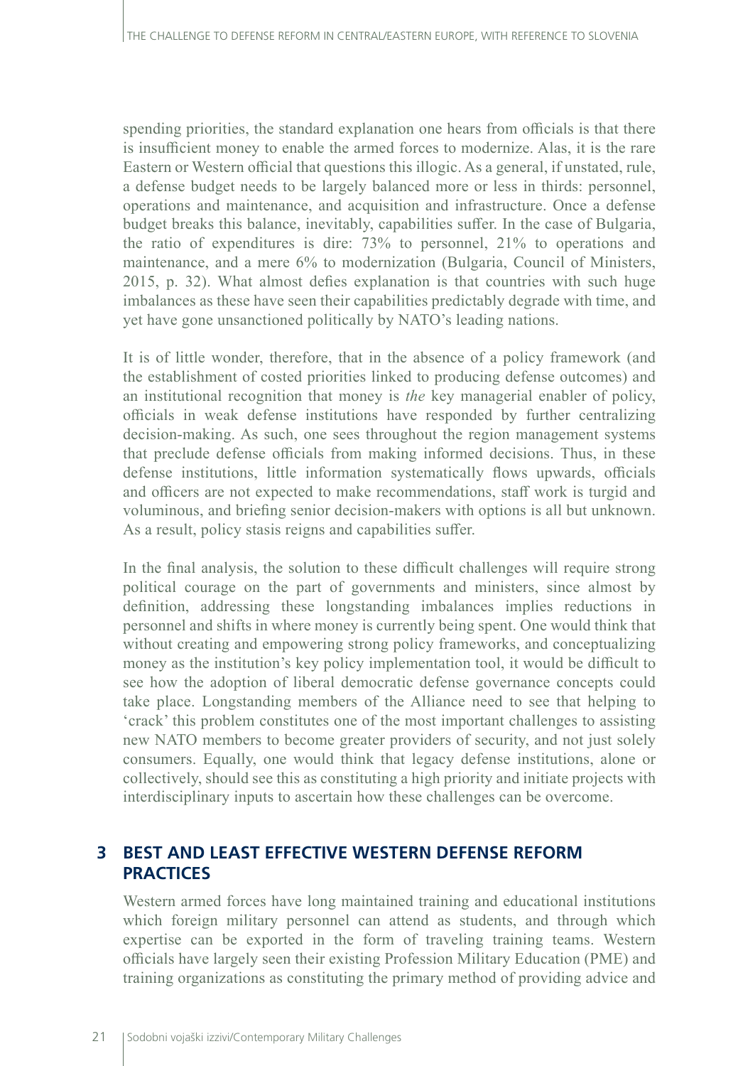spending priorities, the standard explanation one hears from officials is that there is insufficient money to enable the armed forces to modernize. Alas, it is the rare Eastern or Western official that questions this illogic. As a general, if unstated, rule, a defense budget needs to be largely balanced more or less in thirds: personnel, operations and maintenance, and acquisition and infrastructure. Once a defense budget breaks this balance, inevitably, capabilities suffer. In the case of Bulgaria, the ratio of expenditures is dire: 73% to personnel, 21% to operations and maintenance, and a mere 6% to modernization (Bulgaria, Council of Ministers, 2015, p. 32). What almost defies explanation is that countries with such huge imbalances as these have seen their capabilities predictably degrade with time, and yet have gone unsanctioned politically by NATO's leading nations.

It is of little wonder, therefore, that in the absence of a policy framework (and the establishment of costed priorities linked to producing defense outcomes) and an institutional recognition that money is *the* key managerial enabler of policy, officials in weak defense institutions have responded by further centralizing decision-making. As such, one sees throughout the region management systems that preclude defense officials from making informed decisions. Thus, in these defense institutions, little information systematically flows upwards, officials and officers are not expected to make recommendations, staff work is turgid and voluminous, and briefing senior decision-makers with options is all but unknown. As a result, policy stasis reigns and capabilities suffer.

In the final analysis, the solution to these difficult challenges will require strong political courage on the part of governments and ministers, since almost by definition, addressing these longstanding imbalances implies reductions in personnel and shifts in where money is currently being spent. One would think that without creating and empowering strong policy frameworks, and conceptualizing money as the institution's key policy implementation tool, it would be difficult to see how the adoption of liberal democratic defense governance concepts could take place. Longstanding members of the Alliance need to see that helping to 'crack' this problem constitutes one of the most important challenges to assisting new NATO members to become greater providers of security, and not just solely consumers. Equally, one would think that legacy defense institutions, alone or collectively, should see this as constituting a high priority and initiate projects with interdisciplinary inputs to ascertain how these challenges can be overcome.

## 3 BEST AND LEAST EFFECTIVE WESTERN DEFENSE REFORM PRACTICES

Western armed forces have long maintained training and educational institutions which foreign military personnel can attend as students, and through which expertise can be exported in the form of traveling training teams. Western officials have largely seen their existing Profession Military Education (PME) and training organizations as constituting the primary method of providing advice and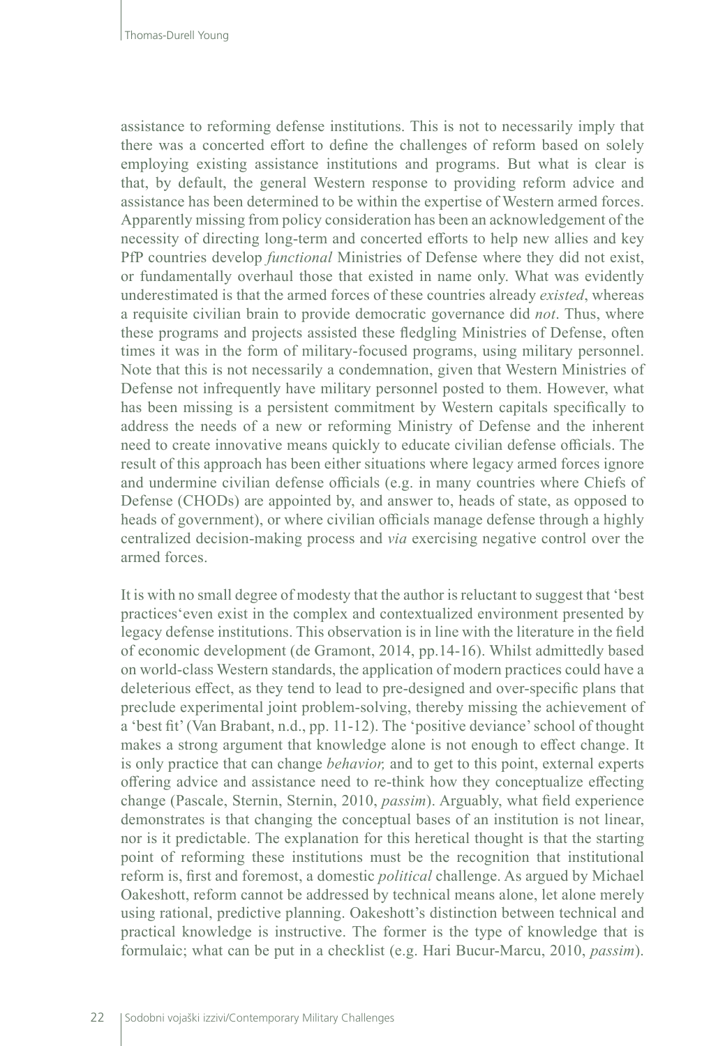assistance to reforming defense institutions. This is not to necessarily imply that there was a concerted effort to define the challenges of reform based on solely employing existing assistance institutions and programs. But what is clear is that, by default, the general Western response to providing reform advice and assistance has been determined to be within the expertise of Western armed forces. Apparently missing from policy consideration has been an acknowledgement of the necessity of directing long-term and concerted efforts to help new allies and key PfP countries develop *functional* Ministries of Defense where they did not exist, or fundamentally overhaul those that existed in name only. What was evidently underestimated is that the armed forces of these countries already *existed*, whereas a requisite civilian brain to provide democratic governance did *not*. Thus, where these programs and projects assisted these fledgling Ministries of Defense, often times it was in the form of military-focused programs, using military personnel. Note that this is not necessarily a condemnation, given that Western Ministries of Defense not infrequently have military personnel posted to them. However, what has been missing is a persistent commitment by Western capitals specifically to address the needs of a new or reforming Ministry of Defense and the inherent need to create innovative means quickly to educate civilian defense officials. The result of this approach has been either situations where legacy armed forces ignore and undermine civilian defense officials (e.g. in many countries where Chiefs of Defense (CHODs) are appointed by, and answer to, heads of state, as opposed to heads of government), or where civilian officials manage defense through a highly centralized decision-making process and *via* exercising negative control over the armed forces.

It is with no small degree of modesty that the author is reluctant to suggest that 'best practices'even exist in the complex and contextualized environment presented by legacy defense institutions. This observation is in line with the literature in the field of economic development (de Gramont, 2014, pp.14-16). Whilst admittedly based on world-class Western standards, the application of modern practices could have a deleterious effect, as they tend to lead to pre-designed and over-specific plans that preclude experimental joint problem-solving, thereby missing the achievement of a 'best fit' (Van Brabant, n.d., pp. 11-12). The 'positive deviance' school of thought makes a strong argument that knowledge alone is not enough to effect change. It is only practice that can change *behavior,* and to get to this point, external experts offering advice and assistance need to re-think how they conceptualize effecting change (Pascale, Sternin, Sternin, 2010, *passim*). Arguably, what field experience demonstrates is that changing the conceptual bases of an institution is not linear, nor is it predictable. The explanation for this heretical thought is that the starting point of reforming these institutions must be the recognition that institutional reform is, first and foremost, a domestic *political* challenge. As argued by Michael Oakeshott, reform cannot be addressed by technical means alone, let alone merely using rational, predictive planning. Oakeshott's distinction between technical and practical knowledge is instructive. The former is the type of knowledge that is formulaic; what can be put in a checklist (e.g. Hari Bucur-Marcu, 2010, *passim*).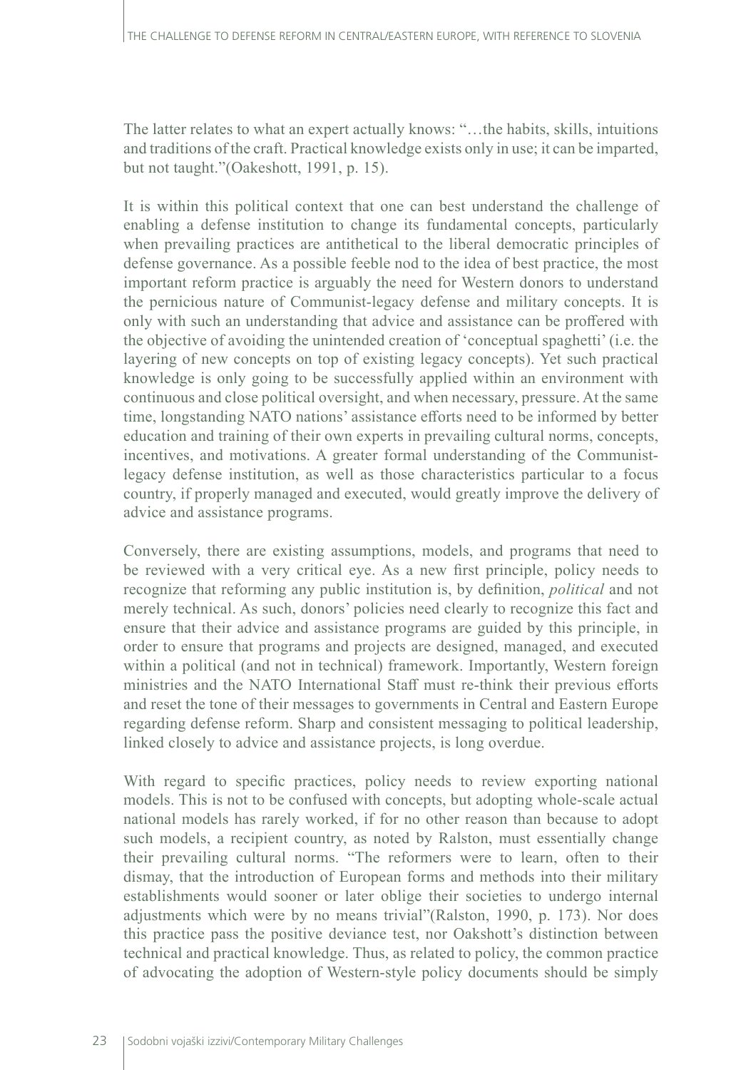The latter relates to what an expert actually knows: "…the habits, skills, intuitions and traditions of the craft. Practical knowledge exists only in use; it can be imparted, but not taught."(Oakeshott, 1991, p. 15).

It is within this political context that one can best understand the challenge of enabling a defense institution to change its fundamental concepts, particularly when prevailing practices are antithetical to the liberal democratic principles of defense governance. As a possible feeble nod to the idea of best practice, the most important reform practice is arguably the need for Western donors to understand the pernicious nature of Communist-legacy defense and military concepts. It is only with such an understanding that advice and assistance can be proffered with the objective of avoiding the unintended creation of 'conceptual spaghetti' (i.e. the layering of new concepts on top of existing legacy concepts). Yet such practical knowledge is only going to be successfully applied within an environment with continuous and close political oversight, and when necessary, pressure. At the same time, longstanding NATO nations' assistance efforts need to be informed by better education and training of their own experts in prevailing cultural norms, concepts, incentives, and motivations. A greater formal understanding of the Communist-legacy defense institution, as well as those characteristics particular to a focus country, if properly managed and executed, would greatly improve the delivery of advice and assistance programs.

Conversely, there are existing assumptions, models, and programs that need to be reviewed with a very critical eye. As a new first principle, policy needs to recognize that reforming any public institution is, by definition, *political* and not merely technical. As such, donors' policies need clearly to recognize this fact and ensure that their advice and assistance programs are guided by this principle, in order to ensure that programs and projects are designed, managed, and executed within a political (and not in technical) framework. Importantly, Western foreign ministries and the NATO International Staff must re-think their previous efforts and reset the tone of their messages to governments in Central and Eastern Europe regarding defense reform. Sharp and consistent messaging to political leadership, linked closely to advice and assistance projects, is long overdue.

With regard to specific practices, policy needs to review exporting national models. This is not to be confused with concepts, but adopting whole-scale actual national models has rarely worked, if for no other reason than because to adopt such models, a recipient country, as noted by Ralston, must essentially change their prevailing cultural norms. "The reformers were to learn, often to their dismay, that the introduction of European forms and methods into their military establishments would sooner or later oblige their societies to undergo internal adjustments which were by no means trivial"(Ralston, 1990, p. 173). Nor does this practice pass the positive deviance test, nor Oakshott's distinction between technical and practical knowledge. Thus, as related to policy, the common practice of advocating the adoption of Western-style policy documents should be simply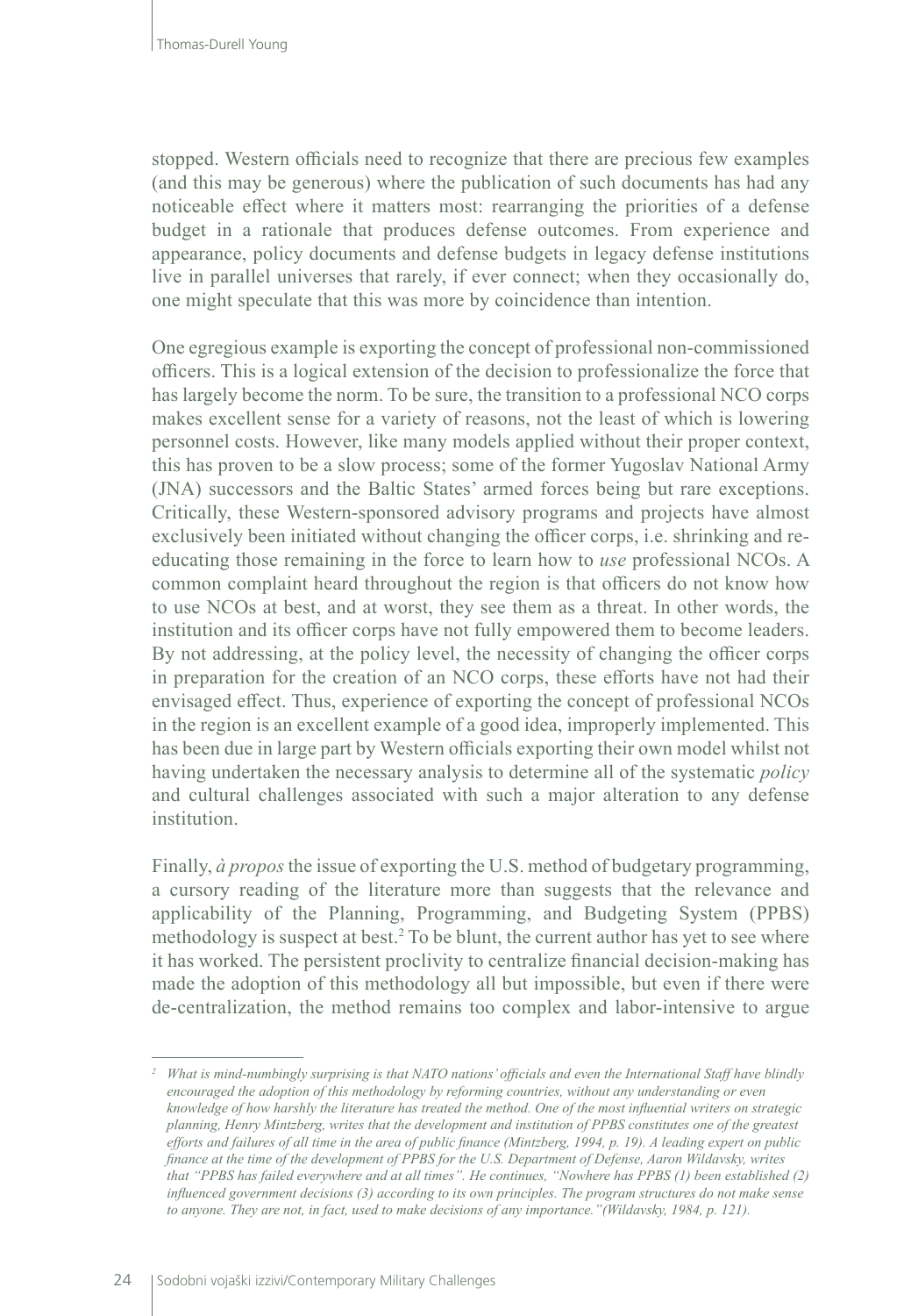stopped. Western officials need to recognize that there are precious few examples (and this may be generous) where the publication of such documents has had any noticeable effect where it matters most: rearranging the priorities of a defense budget in a rationale that produces defense outcomes. From experience and appearance, policy documents and defense budgets in legacy defense institutions live in parallel universes that rarely, if ever connect; when they occasionally do, one might speculate that this was more by coincidence than intention.

One egregious example is exporting the concept of professional non-commissioned officers. This is a logical extension of the decision to professionalize the force that has largely become the norm. To be sure, the transition to a professional NCO corps makes excellent sense for a variety of reasons, not the least of which is lowering personnel costs. However, like many models applied without their proper context, this has proven to be a slow process; some of the former Yugoslav National Army (JNA) successors and the Baltic States' armed forces being but rare exceptions. Critically, these Western-sponsored advisory programs and projects have almost exclusively been initiated without changing the officer corps, i.e. shrinking and re-educating those remaining in the force to learn how to *use* professional NCOs. A common complaint heard throughout the region is that officers do not know how to use NCOs at best, and at worst, they see them as a threat. In other words, the institution and its officer corps have not fully empowered them to become leaders. By not addressing, at the policy level, the necessity of changing the officer corps in preparation for the creation of an NCO corps, these efforts have not had their envisaged effect. Thus, experience of exporting the concept of professional NCOs in the region is an excellent example of a good idea, improperly implemented. This has been due in large part by Western officials exporting their own model whilst not having undertaken the necessary analysis to determine all of the systematic *policy* and cultural challenges associated with such a major alteration to any defense institution.

Finally, *à propos* the issue of exporting the U.S. method of budgetary programming, a cursory reading of the literature more than suggests that the relevance and applicability of the Planning, Programming, and Budgeting System (PPBS) methodology is suspect at best.[2] To be blunt, the current author has yet to see where it has worked. The persistent proclivity to centralize financial decision-making has made the adoption of this methodology all but impossible, but even if there were de-centralization, the method remains too complex and labor-intensive to argue

---

[2] *What is mind-numbingly surprising is that NATO nations' officials and even the International Staff have blindly encouraged the adoption of this methodology by reforming countries, without any understanding or even knowledge of how harshly the literature has treated the method. One of the most influential writers on strategic planning, Henry Mintzberg, writes that the development and institution of PPBS constitutes one of the greatest efforts and failures of all time in the area of public finance (Mintzberg, 1994, p. 19). A leading expert on public finance at the time of the development of PPBS for the U.S. Department of Defense, Aaron Wildavsky, writes that "PPBS has failed everywhere and at all times". He continues, "Nowhere has PPBS (1) been established (2) influenced government decisions (3) according to its own principles. The program structures do not make sense to anyone. They are not, in fact, used to make decisions of any importance."(Wildavsky, 1984, p. 121).*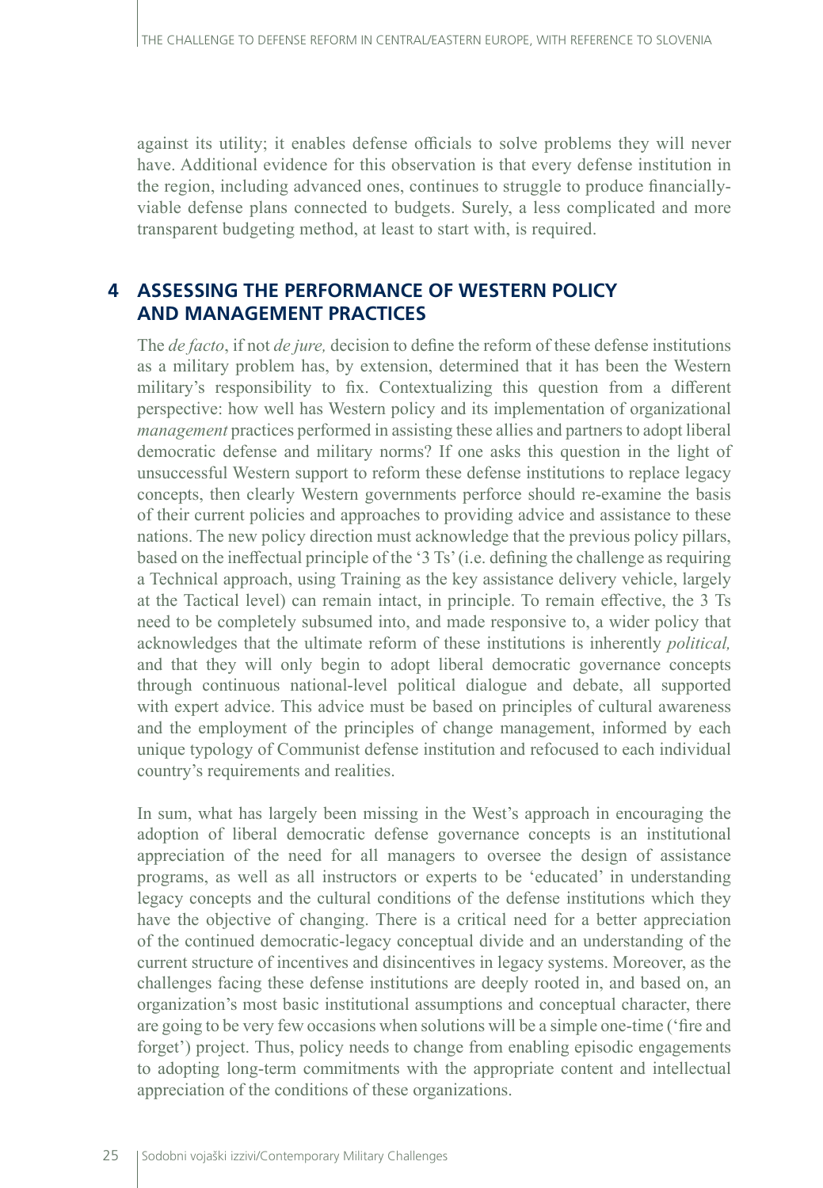against its utility; it enables defense officials to solve problems they will never have. Additional evidence for this observation is that every defense institution in the region, including advanced ones, continues to struggle to produce financially-viable defense plans connected to budgets. Surely, a less complicated and more transparent budgeting method, at least to start with, is required.

## 4 ASSESSING THE PERFORMANCE OF WESTERN POLICY AND MANAGEMENT PRACTICES

The *de facto*, if not *de jure,* decision to define the reform of these defense institutions as a military problem has, by extension, determined that it has been the Western military's responsibility to fix. Contextualizing this question from a different perspective: how well has Western policy and its implementation of organizational *management* practices performed in assisting these allies and partners to adopt liberal democratic defense and military norms? If one asks this question in the light of unsuccessful Western support to reform these defense institutions to replace legacy concepts, then clearly Western governments perforce should re-examine the basis of their current policies and approaches to providing advice and assistance to these nations. The new policy direction must acknowledge that the previous policy pillars, based on the ineffectual principle of the '3 Ts' (i.e. defining the challenge as requiring a Technical approach, using Training as the key assistance delivery vehicle, largely at the Tactical level) can remain intact, in principle. To remain effective, the 3 Ts need to be completely subsumed into, and made responsive to, a wider policy that acknowledges that the ultimate reform of these institutions is inherently *political,* and that they will only begin to adopt liberal democratic governance concepts through continuous national-level political dialogue and debate, all supported with expert advice. This advice must be based on principles of cultural awareness and the employment of the principles of change management, informed by each unique typology of Communist defense institution and refocused to each individual country's requirements and realities.

In sum, what has largely been missing in the West's approach in encouraging the adoption of liberal democratic defense governance concepts is an institutional appreciation of the need for all managers to oversee the design of assistance programs, as well as all instructors or experts to be 'educated' in understanding legacy concepts and the cultural conditions of the defense institutions which they have the objective of changing. There is a critical need for a better appreciation of the continued democratic-legacy conceptual divide and an understanding of the current structure of incentives and disincentives in legacy systems. Moreover, as the challenges facing these defense institutions are deeply rooted in, and based on, an organization's most basic institutional assumptions and conceptual character, there are going to be very few occasions when solutions will be a simple one-time ('fire and forget') project. Thus, policy needs to change from enabling episodic engagements to adopting long-term commitments with the appropriate content and intellectual appreciation of the conditions of these organizations.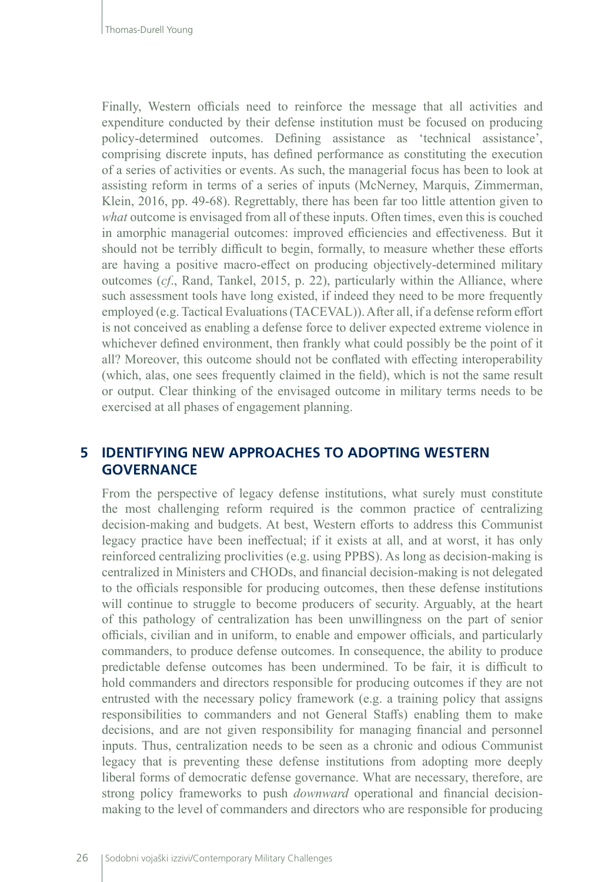Finally, Western officials need to reinforce the message that all activities and expenditure conducted by their defense institution must be focused on producing policy-determined outcomes. Defining assistance as 'technical assistance', comprising discrete inputs, has defined performance as constituting the execution of a series of activities or events. As such, the managerial focus has been to look at assisting reform in terms of a series of inputs (McNerney, Marquis, Zimmerman, Klein, 2016, pp. 49-68). Regrettably, there has been far too little attention given to *what* outcome is envisaged from all of these inputs. Often times, even this is couched in amorphic managerial outcomes: improved efficiencies and effectiveness. But it should not be terribly difficult to begin, formally, to measure whether these efforts are having a positive macro-effect on producing objectively-determined military outcomes (*cf*., Rand, Tankel, 2015, p. 22), particularly within the Alliance, where such assessment tools have long existed, if indeed they need to be more frequently employed (e.g. Tactical Evaluations (TACEVAL)). After all, if a defense reform effort is not conceived as enabling a defense force to deliver expected extreme violence in whichever defined environment, then frankly what could possibly be the point of it all? Moreover, this outcome should not be conflated with effecting interoperability (which, alas, one sees frequently claimed in the field), which is not the same result or output. Clear thinking of the envisaged outcome in military terms needs to be exercised at all phases of engagement planning.

## 5 IDENTIFYING NEW APPROACHES TO ADOPTING WESTERN GOVERNANCE

From the perspective of legacy defense institutions, what surely must constitute the most challenging reform required is the common practice of centralizing decision-making and budgets. At best, Western efforts to address this Communist legacy practice have been ineffectual; if it exists at all, and at worst, it has only reinforced centralizing proclivities (e.g. using PPBS). As long as decision-making is centralized in Ministers and CHODs, and financial decision-making is not delegated to the officials responsible for producing outcomes, then these defense institutions will continue to struggle to become producers of security. Arguably, at the heart of this pathology of centralization has been unwillingness on the part of senior officials, civilian and in uniform, to enable and empower officials, and particularly commanders, to produce defense outcomes. In consequence, the ability to produce predictable defense outcomes has been undermined. To be fair, it is difficult to hold commanders and directors responsible for producing outcomes if they are not entrusted with the necessary policy framework (e.g. a training policy that assigns responsibilities to commanders and not General Staffs) enabling them to make decisions, and are not given responsibility for managing financial and personnel inputs. Thus, centralization needs to be seen as a chronic and odious Communist legacy that is preventing these defense institutions from adopting more deeply liberal forms of democratic defense governance. What are necessary, therefore, are strong policy frameworks to push *downward* operational and financial decision-making to the level of commanders and directors who are responsible for producing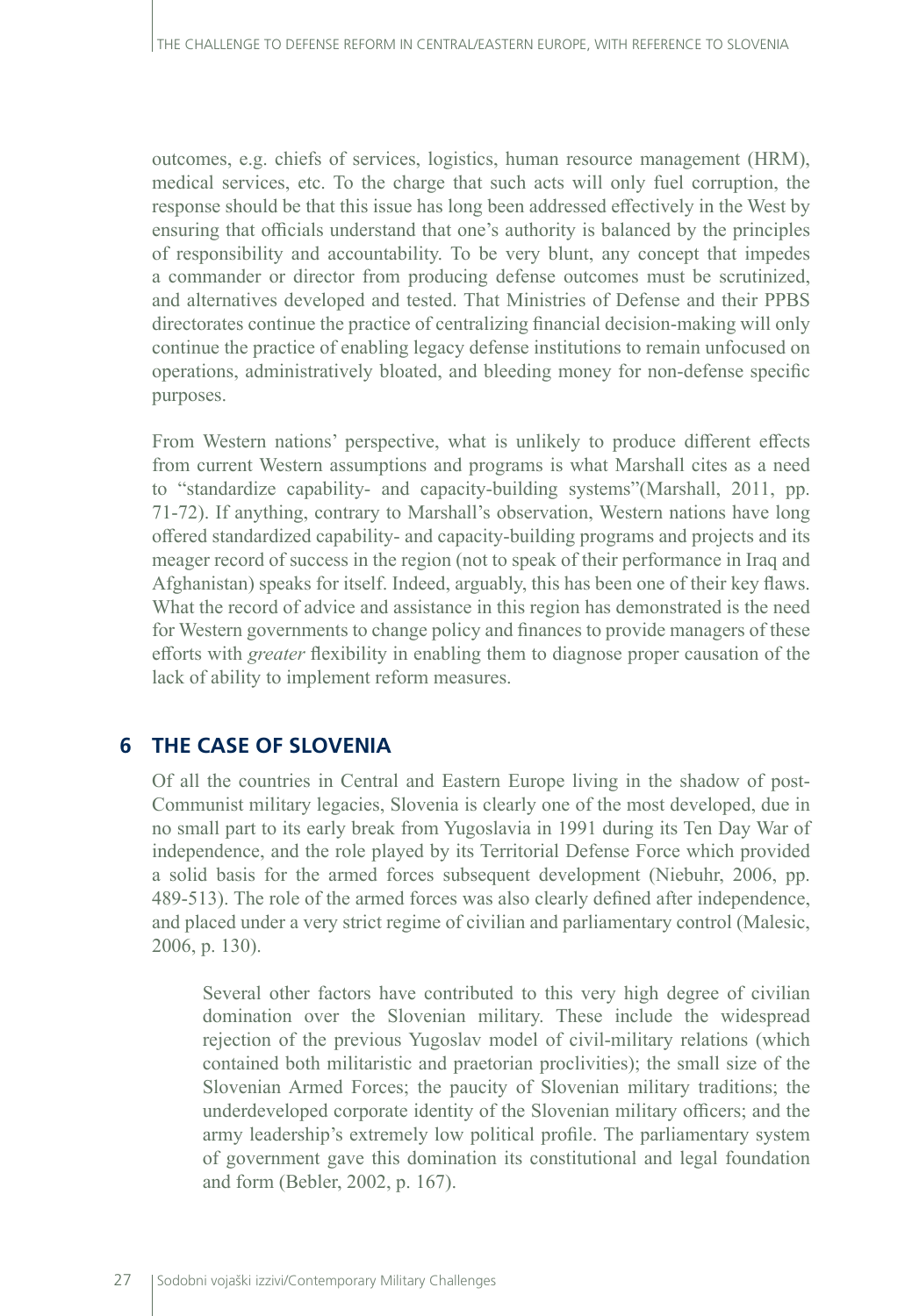outcomes, e.g. chiefs of services, logistics, human resource management (HRM), medical services, etc. To the charge that such acts will only fuel corruption, the response should be that this issue has long been addressed effectively in the West by ensuring that officials understand that one's authority is balanced by the principles of responsibility and accountability. To be very blunt, any concept that impedes a commander or director from producing defense outcomes must be scrutinized, and alternatives developed and tested. That Ministries of Defense and their PPBS directorates continue the practice of centralizing financial decision-making will only continue the practice of enabling legacy defense institutions to remain unfocused on operations, administratively bloated, and bleeding money for non-defense specific purposes.

From Western nations' perspective, what is unlikely to produce different effects from current Western assumptions and programs is what Marshall cites as a need to "standardize capability- and capacity-building systems"(Marshall, 2011, pp. 71-72). If anything, contrary to Marshall's observation, Western nations have long offered standardized capability- and capacity-building programs and projects and its meager record of success in the region (not to speak of their performance in Iraq and Afghanistan) speaks for itself. Indeed, arguably, this has been one of their key flaws. What the record of advice and assistance in this region has demonstrated is the need for Western governments to change policy and finances to provide managers of these efforts with *greater* flexibility in enabling them to diagnose proper causation of the lack of ability to implement reform measures.

## 6 THE CASE OF SLOVENIA

Of all the countries in Central and Eastern Europe living in the shadow of post-Communist military legacies, Slovenia is clearly one of the most developed, due in no small part to its early break from Yugoslavia in 1991 during its Ten Day War of independence, and the role played by its Territorial Defense Force which provided a solid basis for the armed forces subsequent development (Niebuhr, 2006, pp. 489-513). The role of the armed forces was also clearly defined after independence, and placed under a very strict regime of civilian and parliamentary control (Malesic, 2006, p. 130).

> Several other factors have contributed to this very high degree of civilian domination over the Slovenian military. These include the widespread rejection of the previous Yugoslav model of civil-military relations (which contained both militaristic and praetorian proclivities); the small size of the Slovenian Armed Forces; the paucity of Slovenian military traditions; the underdeveloped corporate identity of the Slovenian military officers; and the army leadership's extremely low political profile. The parliamentary system of government gave this domination its constitutional and legal foundation and form (Bebler, 2002, p. 167).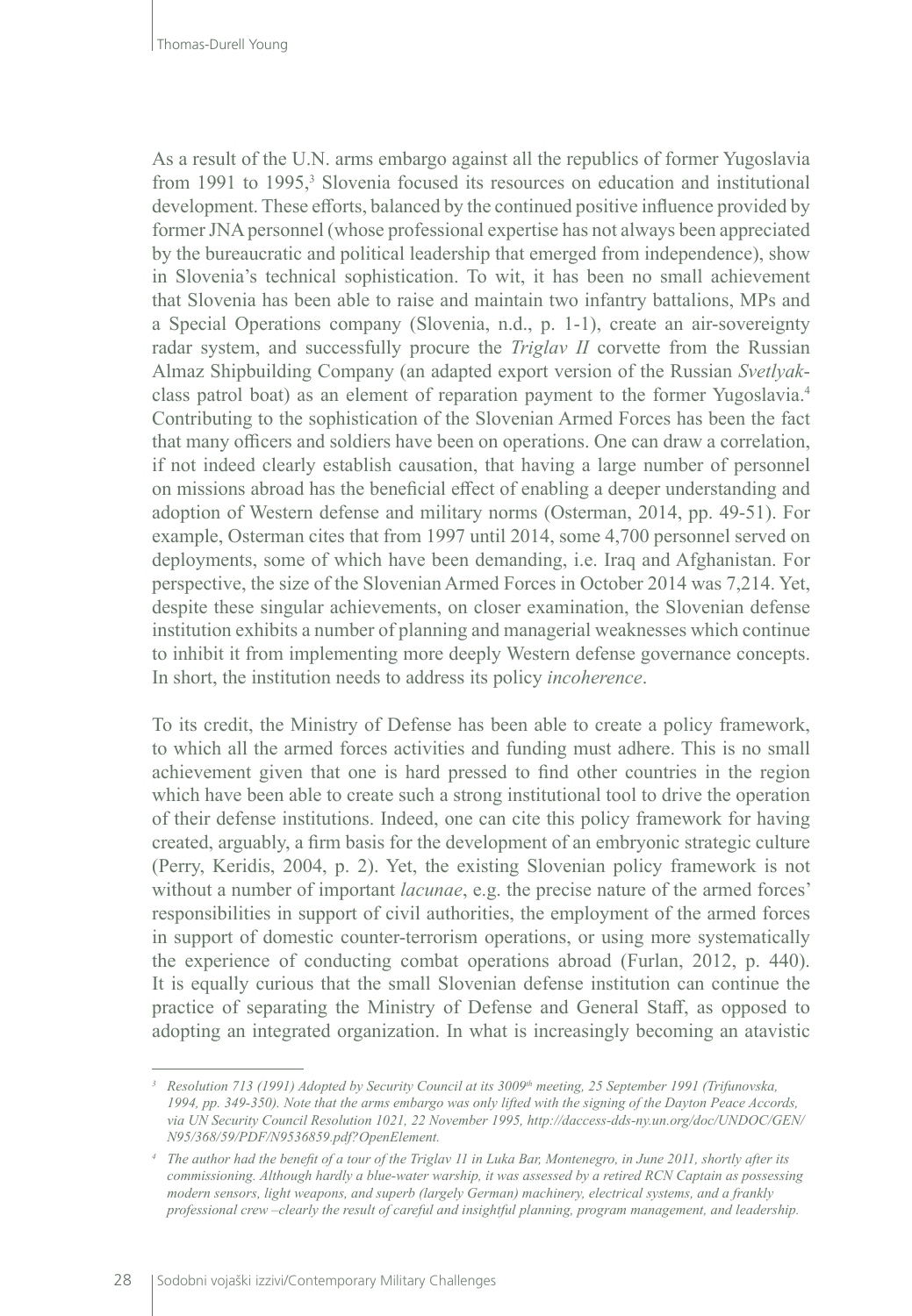As a result of the U.N. arms embargo against all the republics of former Yugoslavia from 1991 to 1995,[3] Slovenia focused its resources on education and institutional development. These efforts, balanced by the continued positive influence provided by former JNA personnel (whose professional expertise has not always been appreciated by the bureaucratic and political leadership that emerged from independence), show in Slovenia's technical sophistication. To wit, it has been no small achievement that Slovenia has been able to raise and maintain two infantry battalions, MPs and a Special Operations company (Slovenia, n.d., p. 1-1), create an air-sovereignty radar system, and successfully procure the *Triglav II* corvette from the Russian Almaz Shipbuilding Company (an adapted export version of the Russian *Svetlyak*-class patrol boat) as an element of reparation payment to the former Yugoslavia.[4] Contributing to the sophistication of the Slovenian Armed Forces has been the fact that many officers and soldiers have been on operations. One can draw a correlation, if not indeed clearly establish causation, that having a large number of personnel on missions abroad has the beneficial effect of enabling a deeper understanding and adoption of Western defense and military norms (Osterman, 2014, pp. 49-51). For example, Osterman cites that from 1997 until 2014, some 4,700 personnel served on deployments, some of which have been demanding, i.e. Iraq and Afghanistan. For perspective, the size of the Slovenian Armed Forces in October 2014 was 7,214. Yet, despite these singular achievements, on closer examination, the Slovenian defense institution exhibits a number of planning and managerial weaknesses which continue to inhibit it from implementing more deeply Western defense governance concepts. In short, the institution needs to address its policy *incoherence*.

To its credit, the Ministry of Defense has been able to create a policy framework, to which all the armed forces activities and funding must adhere. This is no small achievement given that one is hard pressed to find other countries in the region which have been able to create such a strong institutional tool to drive the operation of their defense institutions. Indeed, one can cite this policy framework for having created, arguably, a firm basis for the development of an embryonic strategic culture (Perry, Keridis, 2004, p. 2). Yet, the existing Slovenian policy framework is not without a number of important *lacunae*, e.g. the precise nature of the armed forces' responsibilities in support of civil authorities, the employment of the armed forces in support of domestic counter-terrorism operations, or using more systematically the experience of conducting combat operations abroad (Furlan, 2012, p. 440). It is equally curious that the small Slovenian defense institution can continue the practice of separating the Ministry of Defense and General Staff, as opposed to adopting an integrated organization. In what is increasingly becoming an atavistic

---

[3] *Resolution 713 (1991) Adopted by Security Council at its 3009th meeting, 25 September 1991 (Trifunovska, 1994, pp. 349-350). Note that the arms embargo was only lifted with the signing of the Dayton Peace Accords, via UN Security Council Resolution 1021, 22 November 1995, http://daccess-dds-ny.un.org/doc/UNDOC/GEN/N95/368/59/PDF/N9536859.pdf?OpenElement.*

[4] *The author had the benefit of a tour of the Triglav 11 in Luka Bar, Montenegro, in June 2011, shortly after its commissioning. Although hardly a blue-water warship, it was assessed by a retired RCN Captain as possessing modern sensors, light weapons, and superb (largely German) machinery, electrical systems, and a frankly professional crew –clearly the result of careful and insightful planning, program management, and leadership.*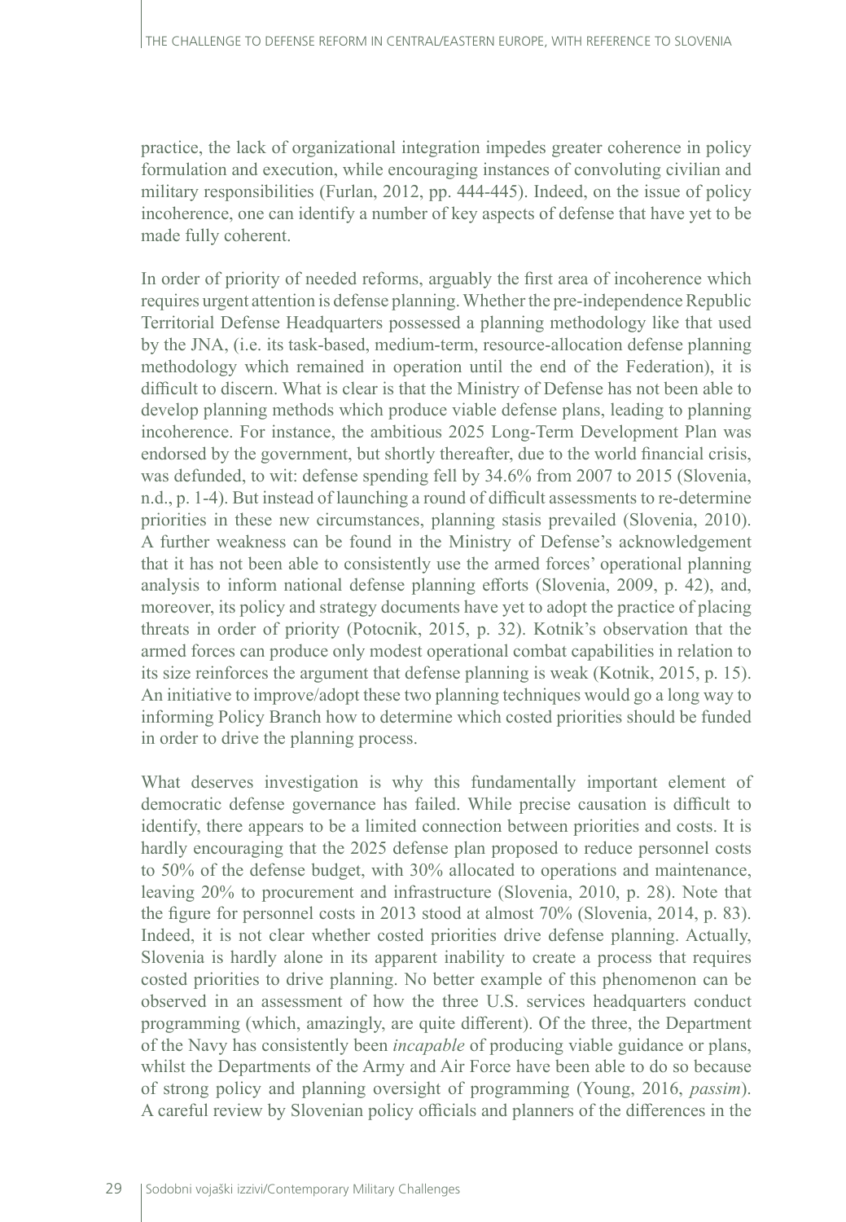practice, the lack of organizational integration impedes greater coherence in policy formulation and execution, while encouraging instances of convoluting civilian and military responsibilities (Furlan, 2012, pp. 444-445). Indeed, on the issue of policy incoherence, one can identify a number of key aspects of defense that have yet to be made fully coherent.

In order of priority of needed reforms, arguably the first area of incoherence which requires urgent attention is defense planning. Whether the pre-independence Republic Territorial Defense Headquarters possessed a planning methodology like that used by the JNA, (i.e. its task-based, medium-term, resource-allocation defense planning methodology which remained in operation until the end of the Federation), it is difficult to discern. What is clear is that the Ministry of Defense has not been able to develop planning methods which produce viable defense plans, leading to planning incoherence. For instance, the ambitious 2025 Long-Term Development Plan was endorsed by the government, but shortly thereafter, due to the world financial crisis, was defunded, to wit: defense spending fell by 34.6% from 2007 to 2015 (Slovenia, n.d., p. 1-4). But instead of launching a round of difficult assessments to re-determine priorities in these new circumstances, planning stasis prevailed (Slovenia, 2010). A further weakness can be found in the Ministry of Defense's acknowledgement that it has not been able to consistently use the armed forces' operational planning analysis to inform national defense planning efforts (Slovenia, 2009, p. 42), and, moreover, its policy and strategy documents have yet to adopt the practice of placing threats in order of priority (Potocnik, 2015, p. 32). Kotnik's observation that the armed forces can produce only modest operational combat capabilities in relation to its size reinforces the argument that defense planning is weak (Kotnik, 2015, p. 15). An initiative to improve/adopt these two planning techniques would go a long way to informing Policy Branch how to determine which costed priorities should be funded in order to drive the planning process.

What deserves investigation is why this fundamentally important element of democratic defense governance has failed. While precise causation is difficult to identify, there appears to be a limited connection between priorities and costs. It is hardly encouraging that the 2025 defense plan proposed to reduce personnel costs to 50% of the defense budget, with 30% allocated to operations and maintenance, leaving 20% to procurement and infrastructure (Slovenia, 2010, p. 28). Note that the figure for personnel costs in 2013 stood at almost 70% (Slovenia, 2014, p. 83). Indeed, it is not clear whether costed priorities drive defense planning. Actually, Slovenia is hardly alone in its apparent inability to create a process that requires costed priorities to drive planning. No better example of this phenomenon can be observed in an assessment of how the three U.S. services headquarters conduct programming (which, amazingly, are quite different). Of the three, the Department of the Navy has consistently been *incapable* of producing viable guidance or plans, whilst the Departments of the Army and Air Force have been able to do so because of strong policy and planning oversight of programming (Young, 2016, *passim*). A careful review by Slovenian policy officials and planners of the differences in the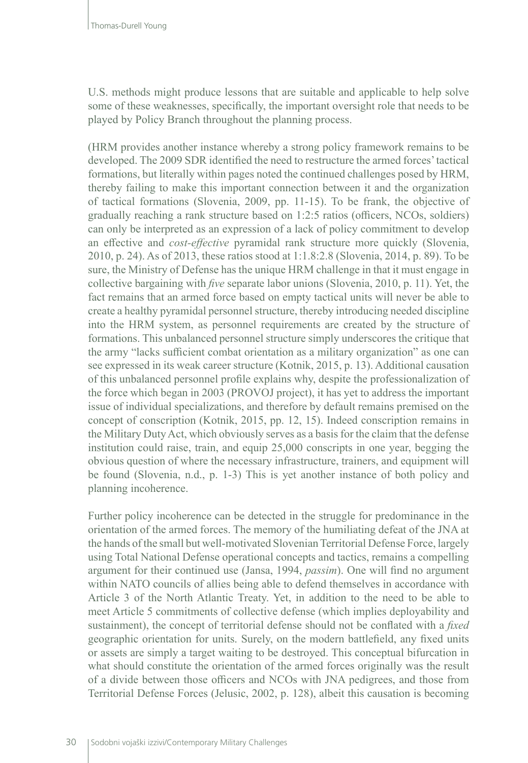U.S. methods might produce lessons that are suitable and applicable to help solve some of these weaknesses, specifically, the important oversight role that needs to be played by Policy Branch throughout the planning process.

(HRM provides another instance whereby a strong policy framework remains to be developed. The 2009 SDR identified the need to restructure the armed forces' tactical formations, but literally within pages noted the continued challenges posed by HRM, thereby failing to make this important connection between it and the organization of tactical formations (Slovenia, 2009, pp. 11-15). To be frank, the objective of gradually reaching a rank structure based on 1:2:5 ratios (officers, NCOs, soldiers) can only be interpreted as an expression of a lack of policy commitment to develop an effective and *cost-effective* pyramidal rank structure more quickly (Slovenia, 2010, p. 24). As of 2013, these ratios stood at 1:1.8:2.8 (Slovenia, 2014, p. 89). To be sure, the Ministry of Defense has the unique HRM challenge in that it must engage in collective bargaining with *five* separate labor unions (Slovenia, 2010, p. 11). Yet, the fact remains that an armed force based on empty tactical units will never be able to create a healthy pyramidal personnel structure, thereby introducing needed discipline into the HRM system, as personnel requirements are created by the structure of formations. This unbalanced personnel structure simply underscores the critique that the army "lacks sufficient combat orientation as a military organization" as one can see expressed in its weak career structure (Kotnik, 2015, p. 13). Additional causation of this unbalanced personnel profile explains why, despite the professionalization of the force which began in 2003 (PROVOJ project), it has yet to address the important issue of individual specializations, and therefore by default remains premised on the concept of conscription (Kotnik, 2015, pp. 12, 15). Indeed conscription remains in the Military Duty Act, which obviously serves as a basis for the claim that the defense institution could raise, train, and equip 25,000 conscripts in one year, begging the obvious question of where the necessary infrastructure, trainers, and equipment will be found (Slovenia, n.d., p. 1-3) This is yet another instance of both policy and planning incoherence.

Further policy incoherence can be detected in the struggle for predominance in the orientation of the armed forces. The memory of the humiliating defeat of the JNA at the hands of the small but well-motivated Slovenian Territorial Defense Force, largely using Total National Defense operational concepts and tactics, remains a compelling argument for their continued use (Jansa, 1994, *passim*). One will find no argument within NATO councils of allies being able to defend themselves in accordance with Article 3 of the North Atlantic Treaty. Yet, in addition to the need to be able to meet Article 5 commitments of collective defense (which implies deployability and sustainment), the concept of territorial defense should not be conflated with a *fixed* geographic orientation for units. Surely, on the modern battlefield, any fixed units or assets are simply a target waiting to be destroyed. This conceptual bifurcation in what should constitute the orientation of the armed forces originally was the result of a divide between those officers and NCOs with JNA pedigrees, and those from Territorial Defense Forces (Jelusic, 2002, p. 128), albeit this causation is becoming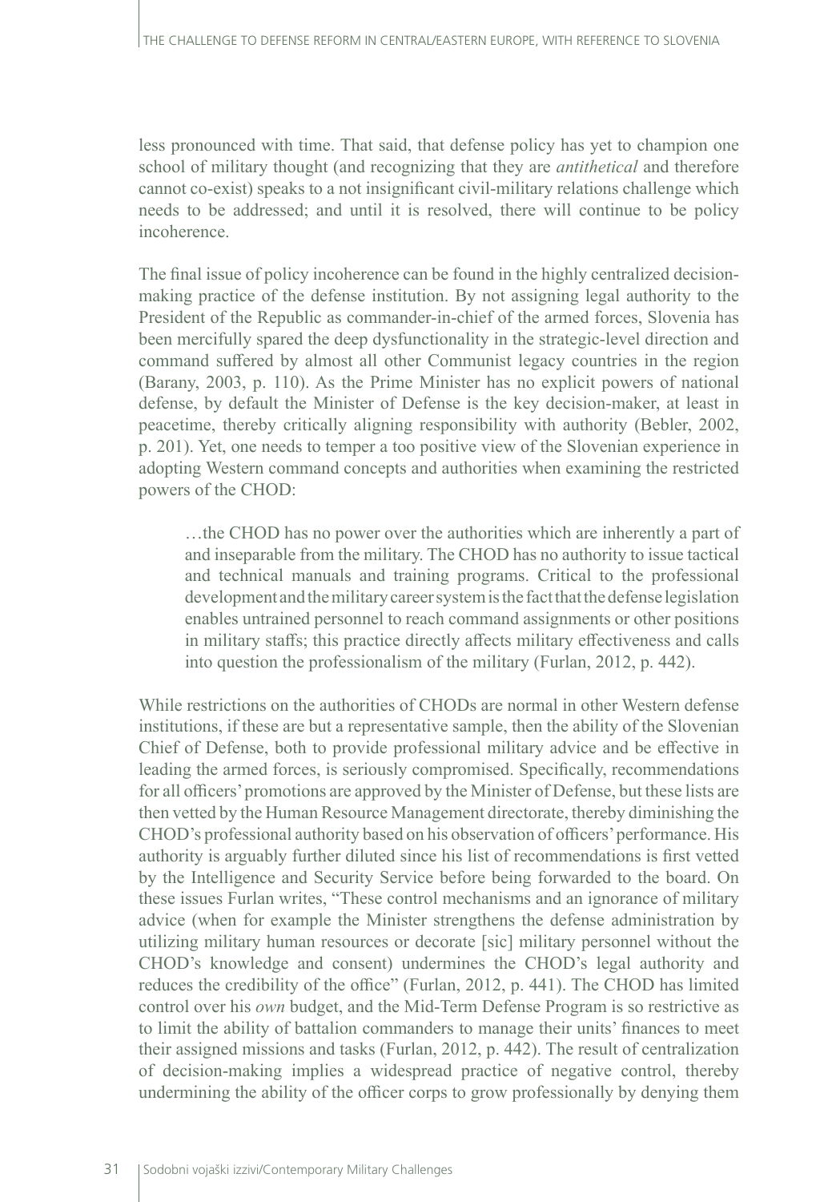less pronounced with time. That said, that defense policy has yet to champion one school of military thought (and recognizing that they are *antithetical* and therefore cannot co-exist) speaks to a not insignificant civil-military relations challenge which needs to be addressed; and until it is resolved, there will continue to be policy incoherence.

The final issue of policy incoherence can be found in the highly centralized decision-making practice of the defense institution. By not assigning legal authority to the President of the Republic as commander-in-chief of the armed forces, Slovenia has been mercifully spared the deep dysfunctionality in the strategic-level direction and command suffered by almost all other Communist legacy countries in the region (Barany, 2003, p. 110). As the Prime Minister has no explicit powers of national defense, by default the Minister of Defense is the key decision-maker, at least in peacetime, thereby critically aligning responsibility with authority (Bebler, 2002, p. 201). Yet, one needs to temper a too positive view of the Slovenian experience in adopting Western command concepts and authorities when examining the restricted powers of the CHOD:

> …the CHOD has no power over the authorities which are inherently a part of and inseparable from the military. The CHOD has no authority to issue tactical and technical manuals and training programs. Critical to the professional development and the military career system is the fact that the defense legislation enables untrained personnel to reach command assignments or other positions in military staffs; this practice directly affects military effectiveness and calls into question the professionalism of the military (Furlan, 2012, p. 442).

While restrictions on the authorities of CHODs are normal in other Western defense institutions, if these are but a representative sample, then the ability of the Slovenian Chief of Defense, both to provide professional military advice and be effective in leading the armed forces, is seriously compromised. Specifically, recommendations for all officers' promotions are approved by the Minister of Defense, but these lists are then vetted by the Human Resource Management directorate, thereby diminishing the CHOD's professional authority based on his observation of officers' performance. His authority is arguably further diluted since his list of recommendations is first vetted by the Intelligence and Security Service before being forwarded to the board. On these issues Furlan writes, "These control mechanisms and an ignorance of military advice (when for example the Minister strengthens the defense administration by utilizing military human resources or decorate [sic] military personnel without the CHOD's knowledge and consent) undermines the CHOD's legal authority and reduces the credibility of the office" (Furlan, 2012, p. 441). The CHOD has limited control over his *own* budget, and the Mid-Term Defense Program is so restrictive as to limit the ability of battalion commanders to manage their units' finances to meet their assigned missions and tasks (Furlan, 2012, p. 442). The result of centralization of decision-making implies a widespread practice of negative control, thereby undermining the ability of the officer corps to grow professionally by denying them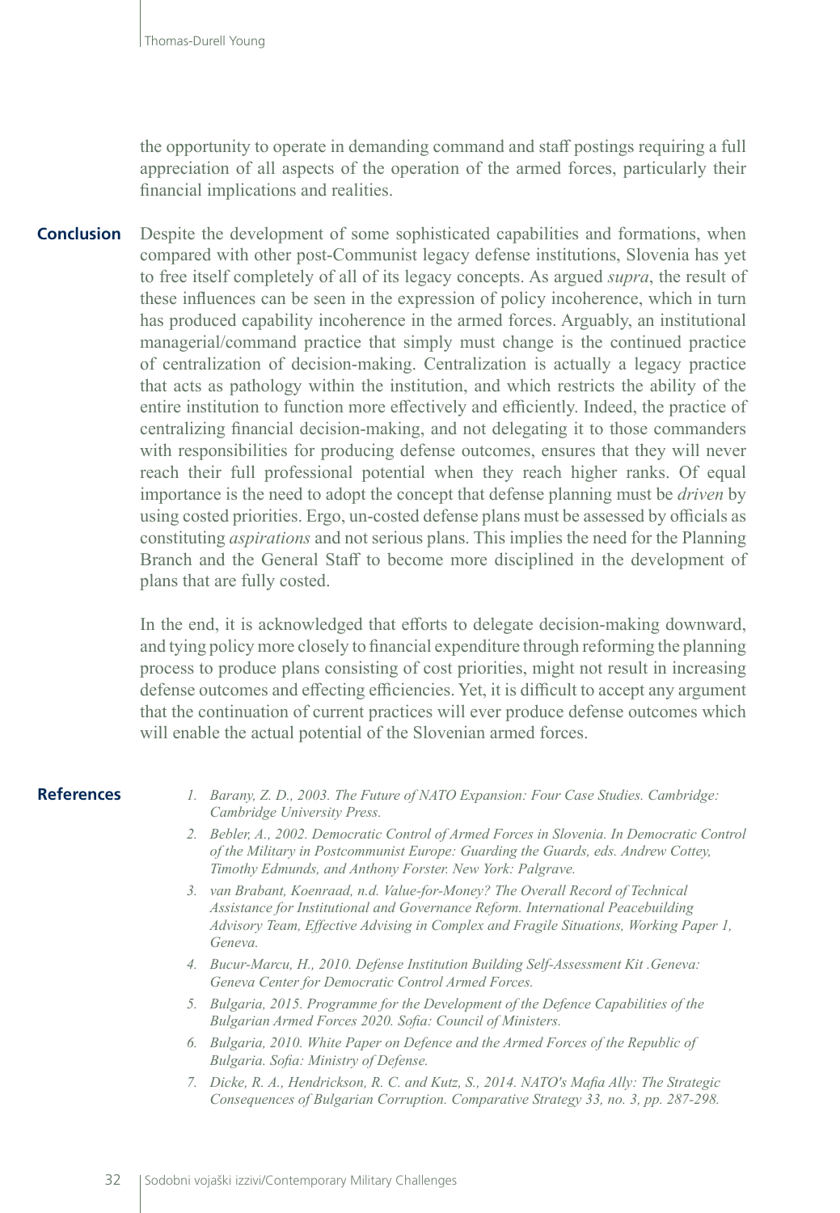the opportunity to operate in demanding command and staff postings requiring a full appreciation of all aspects of the operation of the armed forces, particularly their financial implications and realities.

## Conclusion

Despite the development of some sophisticated capabilities and formations, when compared with other post-Communist legacy defense institutions, Slovenia has yet to free itself completely of all of its legacy concepts. As argued *supra*, the result of these influences can be seen in the expression of policy incoherence, which in turn has produced capability incoherence in the armed forces. Arguably, an institutional managerial/command practice that simply must change is the continued practice of centralization of decision-making. Centralization is actually a legacy practice that acts as pathology within the institution, and which restricts the ability of the entire institution to function more effectively and efficiently. Indeed, the practice of centralizing financial decision-making, and not delegating it to those commanders with responsibilities for producing defense outcomes, ensures that they will never reach their full professional potential when they reach higher ranks. Of equal importance is the need to adopt the concept that defense planning must be *driven* by using costed priorities. Ergo, un-costed defense plans must be assessed by officials as constituting *aspirations* and not serious plans. This implies the need for the Planning Branch and the General Staff to become more disciplined in the development of plans that are fully costed.

In the end, it is acknowledged that efforts to delegate decision-making downward, and tying policy more closely to financial expenditure through reforming the planning process to produce plans consisting of cost priorities, might not result in increasing defense outcomes and effecting efficiencies. Yet, it is difficult to accept any argument that the continuation of current practices will ever produce defense outcomes which will enable the actual potential of the Slovenian armed forces.

## References

1. *Barany, Z. D., 2003. The Future of NATO Expansion: Four Case Studies. Cambridge: Cambridge University Press.*
2. *Bebler, A., 2002. Democratic Control of Armed Forces in Slovenia. In Democratic Control of the Military in Postcommunist Europe: Guarding the Guards, eds. Andrew Cottey, Timothy Edmunds, and Anthony Forster. New York: Palgrave.*
3. *van Brabant, Koenraad, n.d. Value-for-Money? The Overall Record of Technical Assistance for Institutional and Governance Reform. International Peacebuilding Advisory Team, Effective Advising in Complex and Fragile Situations, Working Paper 1, Geneva.*
4. *Bucur-Marcu, H., 2010. Defense Institution Building Self-Assessment Kit .Geneva: Geneva Center for Democratic Control Armed Forces.*
5. *Bulgaria, 2015. Programme for the Development of the Defence Capabilities of the Bulgarian Armed Forces 2020. Sofia: Council of Ministers.*
6. *Bulgaria, 2010. White Paper on Defence and the Armed Forces of the Republic of Bulgaria. Sofia: Ministry of Defense.*
7. *Dicke, R. A., Hendrickson, R. C. and Kutz, S., 2014. NATO's Mafia Ally: The Strategic Consequences of Bulgarian Corruption. Comparative Strategy 33, no. 3, pp. 287-298.*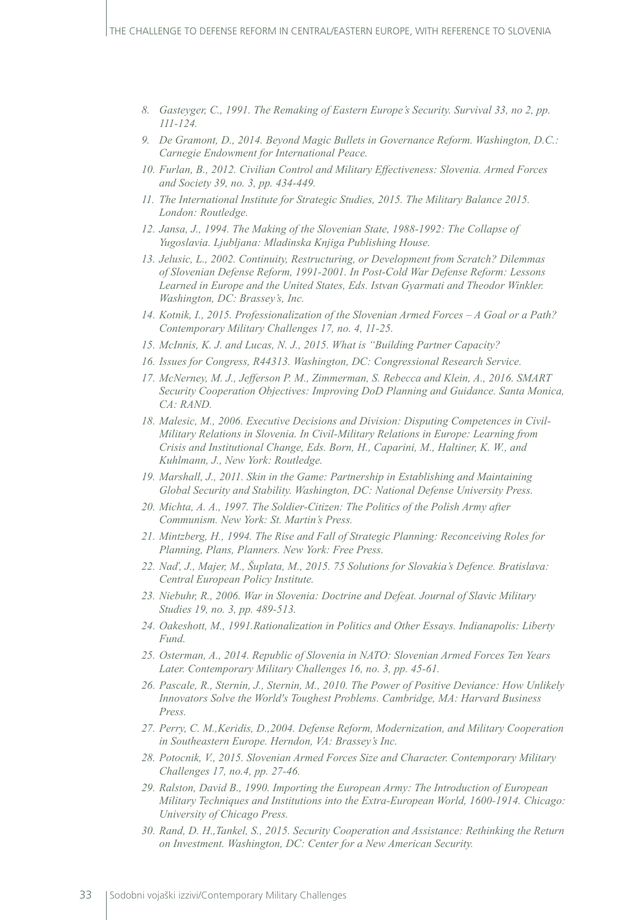8. *Gasteyger, C., 1991. The Remaking of Eastern Europe's Security. Survival 33, no 2, pp. 111-124.*
9. *De Gramont, D., 2014. Beyond Magic Bullets in Governance Reform. Washington, D.C.: Carnegie Endowment for International Peace.*
10. *Furlan, B., 2012. Civilian Control and Military Effectiveness: Slovenia. Armed Forces and Society 39, no. 3, pp. 434-449.*
11. *The International Institute for Strategic Studies, 2015. The Military Balance 2015. London: Routledge.*
12. *Jansa, J., 1994. The Making of the Slovenian State, 1988-1992: The Collapse of Yugoslavia. Ljubljana: Mladinska Knjiga Publishing House.*
13. *Jelusic, L., 2002. Continuity, Restructuring, or Development from Scratch? Dilemmas of Slovenian Defense Reform, 1991-2001. In Post-Cold War Defense Reform: Lessons Learned in Europe and the United States, Eds. Istvan Gyarmati and Theodor Winkler. Washington, DC: Brassey's, Inc.*
14. *Kotnik, I., 2015. Professionalization of the Slovenian Armed Forces – A Goal or a Path? Contemporary Military Challenges 17, no. 4, 11-25.*
15. *McInnis, K. J. and Lucas, N. J., 2015. What is "Building Partner Capacity?*
16. *Issues for Congress, R44313. Washington, DC: Congressional Research Service.*
17. *McNerney, M. J., Jefferson P. M., Zimmerman, S. Rebecca and Klein, A., 2016. SMART Security Cooperation Objectives: Improving DoD Planning and Guidance. Santa Monica, CA: RAND.*
18. *Malesic, M., 2006. Executive Decisions and Division: Disputing Competences in Civil-Military Relations in Slovenia. In Civil-Military Relations in Europe: Learning from Crisis and Institutional Change, Eds. Born, H., Caparini, M., Haltiner, K. W., and Kuhlmann, J., New York: Routledge.*
19. *Marshall, J., 2011. Skin in the Game: Partnership in Establishing and Maintaining Global Security and Stability. Washington, DC: National Defense University Press.*
20. *Michta, A. A., 1997. The Soldier-Citizen: The Politics of the Polish Army after Communism. New York: St. Martin's Press.*
21. *Mintzberg, H., 1994. The Rise and Fall of Strategic Planning: Reconceiving Roles for Planning, Plans, Planners. New York: Free Press.*
22. *Naď, J., Majer, M., Šuplata, M., 2015. 75 Solutions for Slovakia's Defence. Bratislava: Central European Policy Institute.*
23. *Niebuhr, R., 2006. War in Slovenia: Doctrine and Defeat. Journal of Slavic Military Studies 19, no. 3, pp. 489-513.*
24. *Oakeshott, M., 1991.Rationalization in Politics and Other Essays. Indianapolis: Liberty Fund.*
25. *Osterman, A., 2014. Republic of Slovenia in NATO: Slovenian Armed Forces Ten Years Later. Contemporary Military Challenges 16, no. 3, pp. 45-61.*
26. *Pascale, R., Sternin, J., Sternin, M., 2010. The Power of Positive Deviance: How Unlikely Innovators Solve the World's Toughest Problems. Cambridge, MA: Harvard Business Press.*
27. *Perry, C. M.,Keridis, D.,2004. Defense Reform, Modernization, and Military Cooperation in Southeastern Europe. Herndon, VA: Brassey's Inc.*
28. *Potocnik, V., 2015. Slovenian Armed Forces Size and Character. Contemporary Military Challenges 17, no.4, pp. 27-46.*
29. *Ralston, David B., 1990. Importing the European Army: The Introduction of European Military Techniques and Institutions into the Extra-European World, 1600-1914. Chicago: University of Chicago Press.*
30. *Rand, D. H.,Tankel, S., 2015. Security Cooperation and Assistance: Rethinking the Return on Investment. Washington, DC: Center for a New American Security.*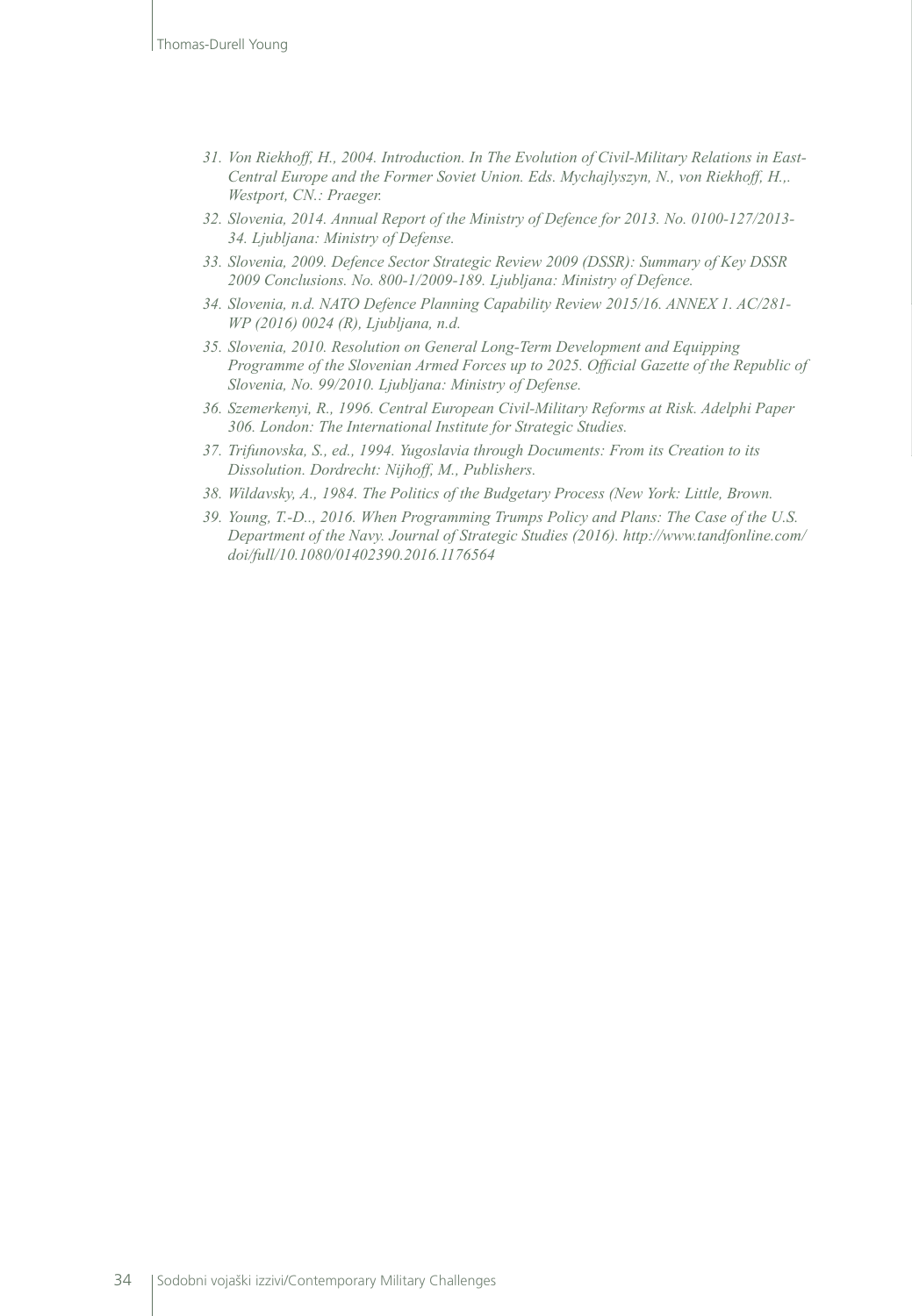31. *Von Riekhoff, H., 2004. Introduction. In The Evolution of Civil-Military Relations in East-Central Europe and the Former Soviet Union. Eds. Mychajlyszyn, N., von Riekhoff, H.,. Westport, CN.: Praeger.*
32. *Slovenia, 2014. Annual Report of the Ministry of Defence for 2013. No. 0100-127/2013-34. Ljubljana: Ministry of Defense.*
33. *Slovenia, 2009. Defence Sector Strategic Review 2009 (DSSR): Summary of Key DSSR 2009 Conclusions. No. 800-1/2009-189. Ljubljana: Ministry of Defence.*
34. *Slovenia, n.d. NATO Defence Planning Capability Review 2015/16. ANNEX 1. AC/281-WP (2016) 0024 (R), Ljubljana, n.d.*
35. *Slovenia, 2010. Resolution on General Long-Term Development and Equipping Programme of the Slovenian Armed Forces up to 2025. Official Gazette of the Republic of Slovenia, No. 99/2010. Ljubljana: Ministry of Defense.*
36. *Szemerkenyi, R., 1996. Central European Civil-Military Reforms at Risk. Adelphi Paper 306. London: The International Institute for Strategic Studies.*
37. *Trifunovska, S., ed., 1994. Yugoslavia through Documents: From its Creation to its Dissolution. Dordrecht: Nijhoff, M., Publishers.*
38. *Wildavsky, A., 1984. The Politics of the Budgetary Process (New York: Little, Brown.*
39. *Young, T.-D.., 2016. When Programming Trumps Policy and Plans: The Case of the U.S. Department of the Navy. Journal of Strategic Studies (2016). http://www.tandfonline.com/doi/full/10.1080/01402390.2016.1176564*